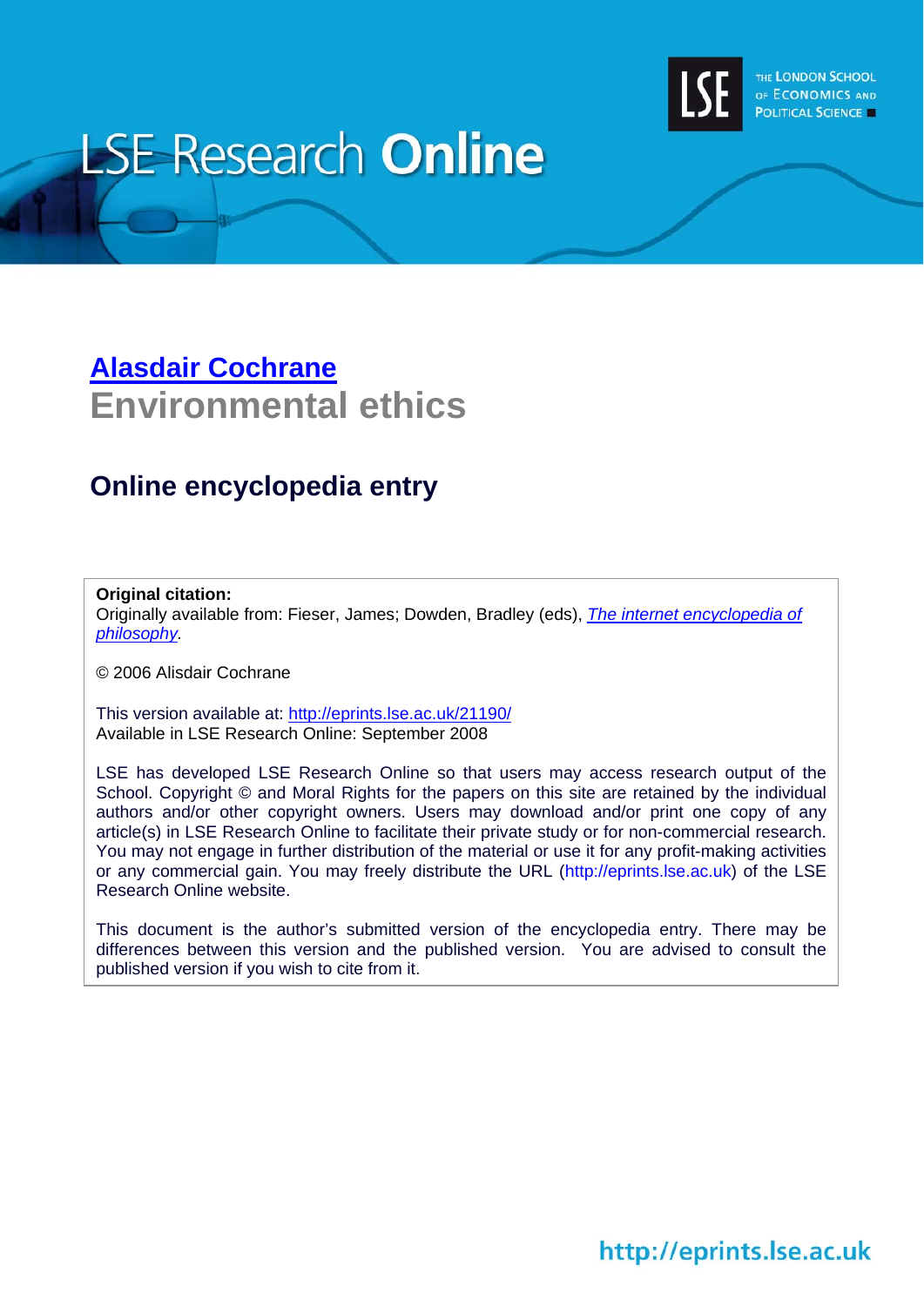# LSE Research Online

## Alasdair Cochrane

# Environmental ethics

## Online encyclopedia entry

**Original citation:**
Originally available from: Fieser, James; Dowden, Bradley (eds), *The internet encyclopedia of philosophy*.

© 2006 Alasdair Cochrane

This version available at: http://eprints.lse.ac.uk/21190/
Available in LSE Research Online: September 2008

LSE has developed LSE Research Online so that users may access research output of the School. Copyright © and Moral Rights for the papers on this site are retained by the individual authors and/or other copyright owners. Users may download and/or print one copy of any article(s) in LSE Research Online to facilitate their private study or for non-commercial research. You may not engage in further distribution of the material or use it for any profit-making activities or any commercial gain. You may freely distribute the URL (http://eprints.lse.ac.uk) of the LSE Research Online website.

This document is the author's submitted version of the encyclopedia entry. There may be differences between this version and the published version. You are advised to consult the published version if you wish to cite from it.

http://eprints.lse.ac.uk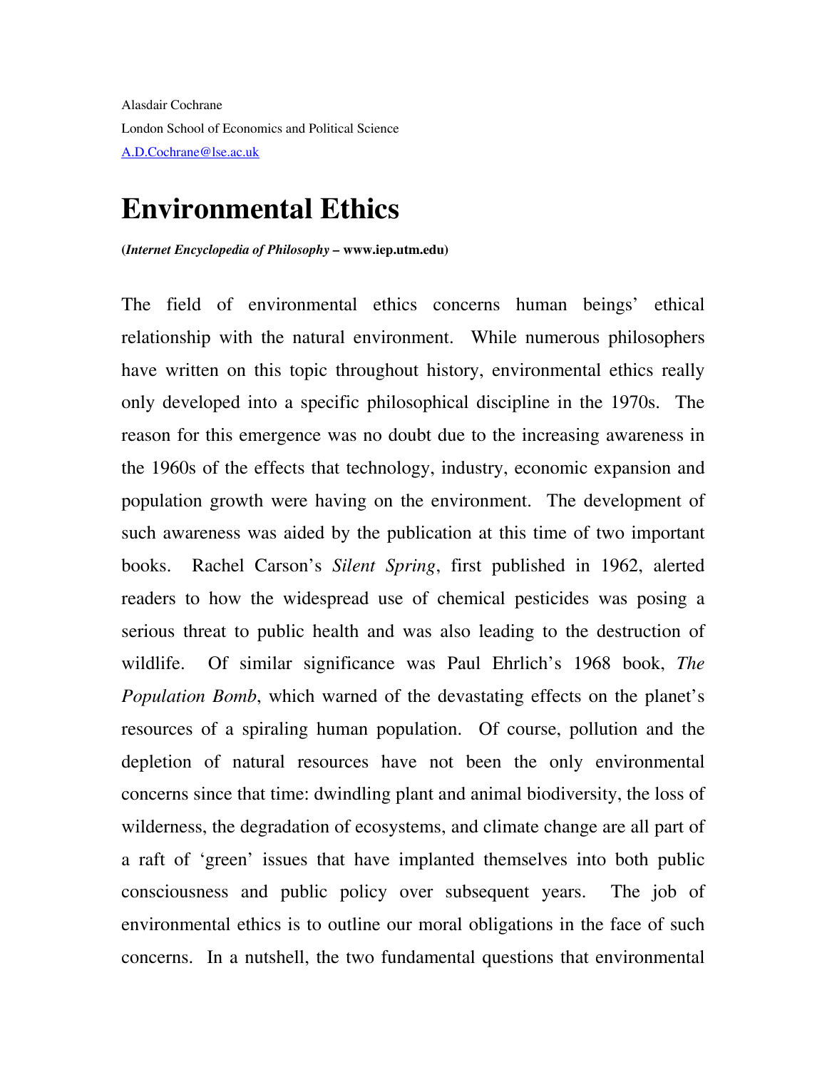Alasdair Cochrane

London School of Economics and Political Science

A.D.Cochrane@lse.ac.uk

# Environmental Ethics

**(*Internet Encyclopedia of Philosophy* – www.iep.utm.edu)**

The field of environmental ethics concerns human beings' ethical relationship with the natural environment. While numerous philosophers have written on this topic throughout history, environmental ethics really only developed into a specific philosophical discipline in the 1970s. The reason for this emergence was no doubt due to the increasing awareness in the 1960s of the effects that technology, industry, economic expansion and population growth were having on the environment. The development of such awareness was aided by the publication at this time of two important books. Rachel Carson's *Silent Spring*, first published in 1962, alerted readers to how the widespread use of chemical pesticides was posing a serious threat to public health and was also leading to the destruction of wildlife. Of similar significance was Paul Ehrlich's 1968 book, *The Population Bomb*, which warned of the devastating effects on the planet's resources of a spiraling human population. Of course, pollution and the depletion of natural resources have not been the only environmental concerns since that time: dwindling plant and animal biodiversity, the loss of wilderness, the degradation of ecosystems, and climate change are all part of a raft of 'green' issues that have implanted themselves into both public consciousness and public policy over subsequent years. The job of environmental ethics is to outline our moral obligations in the face of such concerns. In a nutshell, the two fundamental questions that environmental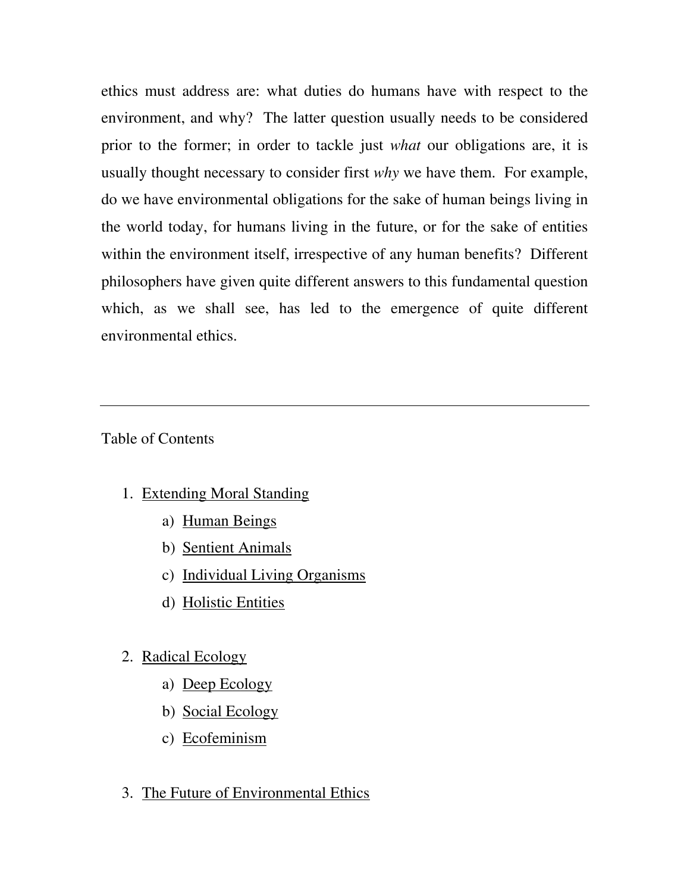ethics must address are: what duties do humans have with respect to the environment, and why? The latter question usually needs to be considered prior to the former; in order to tackle just *what* our obligations are, it is usually thought necessary to consider first *why* we have them. For example, do we have environmental obligations for the sake of human beings living in the world today, for humans living in the future, or for the sake of entities within the environment itself, irrespective of any human benefits? Different philosophers have given quite different answers to this fundamental question which, as we shall see, has led to the emergence of quite different environmental ethics.

---

Table of Contents

1. Extending Moral Standing
    a) Human Beings
    b) Sentient Animals
    c) Individual Living Organisms
    d) Holistic Entities

2. Radical Ecology
    a) Deep Ecology
    b) Social Ecology
    c) Ecofeminism

3. The Future of Environmental Ethics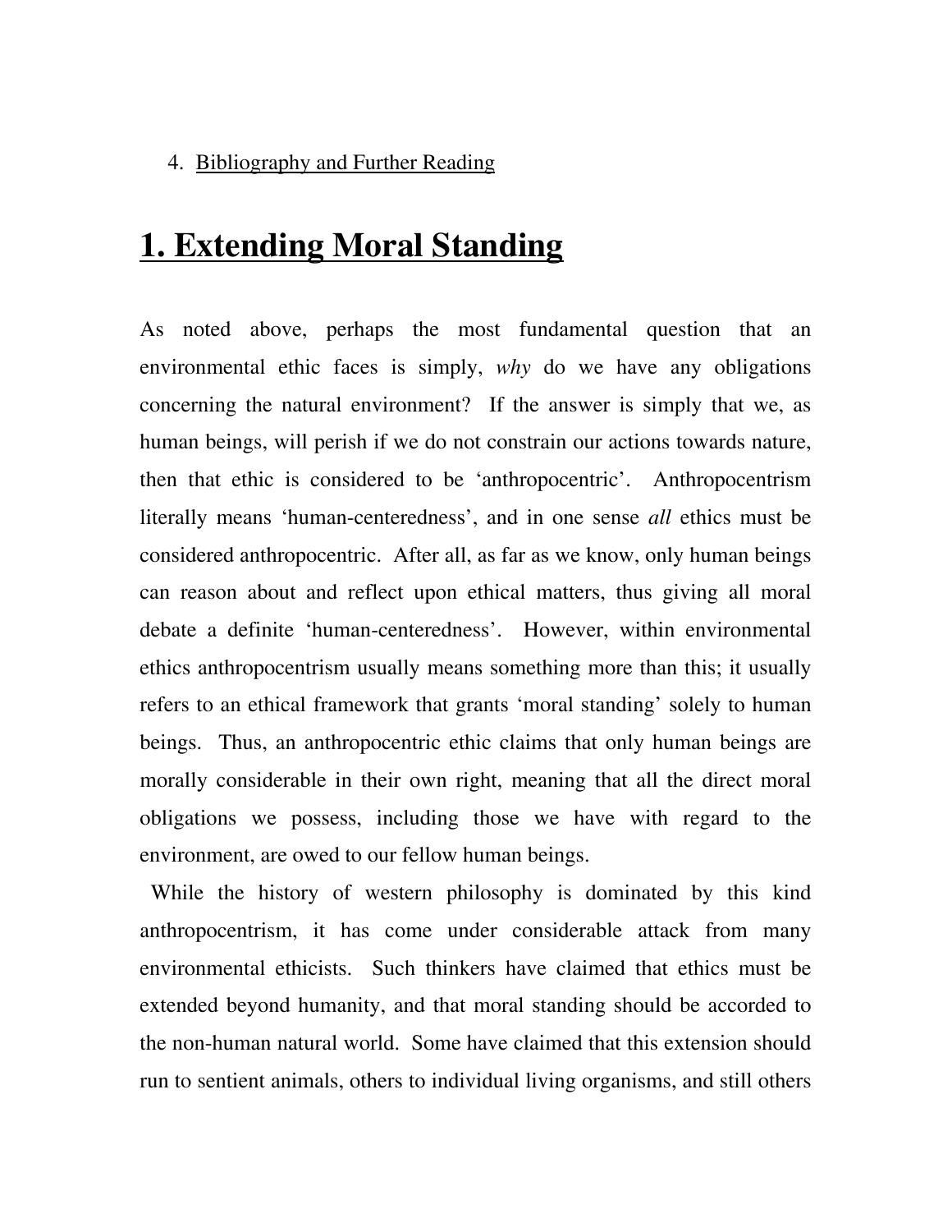4. Bibliography and Further Reading

# 1. Extending Moral Standing

As noted above, perhaps the most fundamental question that an environmental ethic faces is simply, *why* do we have any obligations concerning the natural environment? If the answer is simply that we, as human beings, will perish if we do not constrain our actions towards nature, then that ethic is considered to be 'anthropocentric'. Anthropocentrism literally means 'human-centeredness', and in one sense *all* ethics must be considered anthropocentric. After all, as far as we know, only human beings can reason about and reflect upon ethical matters, thus giving all moral debate a definite 'human-centeredness'. However, within environmental ethics anthropocentrism usually means something more than this; it usually refers to an ethical framework that grants 'moral standing' solely to human beings. Thus, an anthropocentric ethic claims that only human beings are morally considerable in their own right, meaning that all the direct moral obligations we possess, including those we have with regard to the environment, are owed to our fellow human beings.

While the history of western philosophy is dominated by this kind anthropocentrism, it has come under considerable attack from many environmental ethicists. Such thinkers have claimed that ethics must be extended beyond humanity, and that moral standing should be accorded to the non-human natural world. Some have claimed that this extension should run to sentient animals, others to individual living organisms, and still others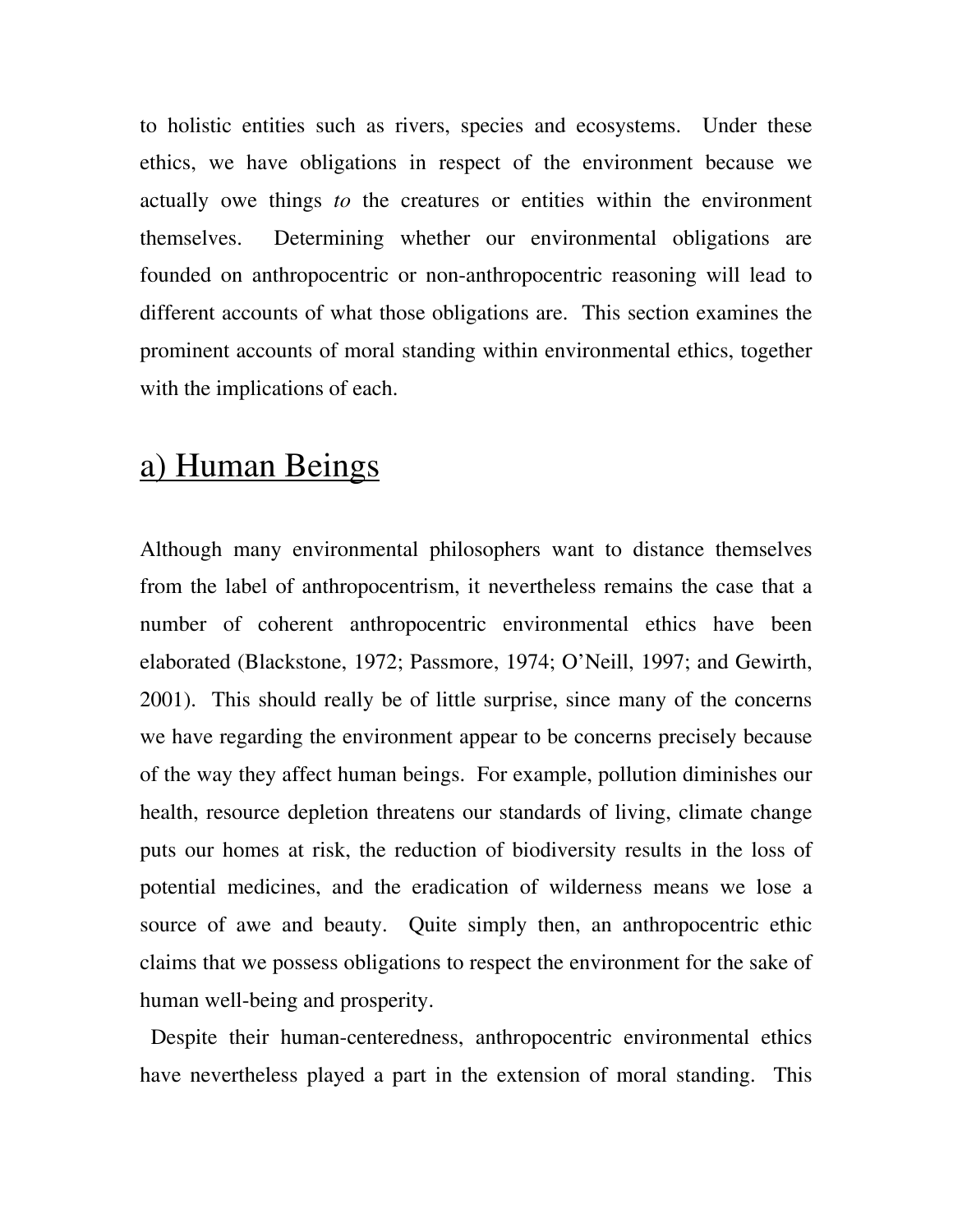to holistic entities such as rivers, species and ecosystems. Under these ethics, we have obligations in respect of the environment because we actually owe things *to* the creatures or entities within the environment themselves. Determining whether our environmental obligations are founded on anthropocentric or non-anthropocentric reasoning will lead to different accounts of what those obligations are. This section examines the prominent accounts of moral standing within environmental ethics, together with the implications of each.

## a) Human Beings

Although many environmental philosophers want to distance themselves from the label of anthropocentrism, it nevertheless remains the case that a number of coherent anthropocentric environmental ethics have been elaborated (Blackstone, 1972; Passmore, 1974; O'Neill, 1997; and Gewirth, 2001). This should really be of little surprise, since many of the concerns we have regarding the environment appear to be concerns precisely because of the way they affect human beings. For example, pollution diminishes our health, resource depletion threatens our standards of living, climate change puts our homes at risk, the reduction of biodiversity results in the loss of potential medicines, and the eradication of wilderness means we lose a source of awe and beauty. Quite simply then, an anthropocentric ethic claims that we possess obligations to respect the environment for the sake of human well-being and prosperity.

Despite their human-centeredness, anthropocentric environmental ethics have nevertheless played a part in the extension of moral standing. This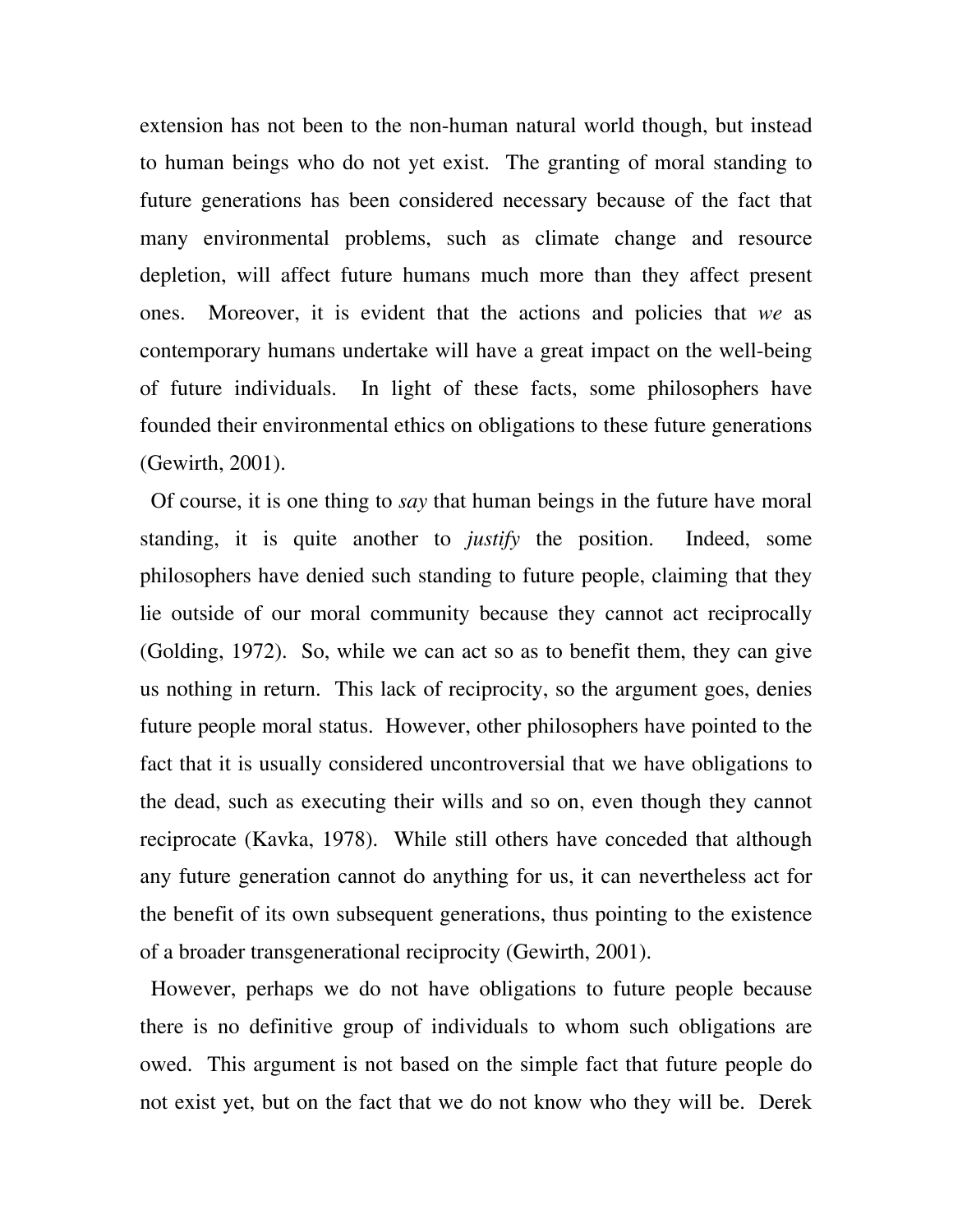extension has not been to the non-human natural world though, but instead to human beings who do not yet exist. The granting of moral standing to future generations has been considered necessary because of the fact that many environmental problems, such as climate change and resource depletion, will affect future humans much more than they affect present ones. Moreover, it is evident that the actions and policies that *we* as contemporary humans undertake will have a great impact on the well-being of future individuals. In light of these facts, some philosophers have founded their environmental ethics on obligations to these future generations (Gewirth, 2001).

Of course, it is one thing to *say* that human beings in the future have moral standing, it is quite another to *justify* the position. Indeed, some philosophers have denied such standing to future people, claiming that they lie outside of our moral community because they cannot act reciprocally (Golding, 1972). So, while we can act so as to benefit them, they can give us nothing in return. This lack of reciprocity, so the argument goes, denies future people moral status. However, other philosophers have pointed to the fact that it is usually considered uncontroversial that we have obligations to the dead, such as executing their wills and so on, even though they cannot reciprocate (Kavka, 1978). While still others have conceded that although any future generation cannot do anything for us, it can nevertheless act for the benefit of its own subsequent generations, thus pointing to the existence of a broader transgenerational reciprocity (Gewirth, 2001).

However, perhaps we do not have obligations to future people because there is no definitive group of individuals to whom such obligations are owed. This argument is not based on the simple fact that future people do not exist yet, but on the fact that we do not know who they will be. Derek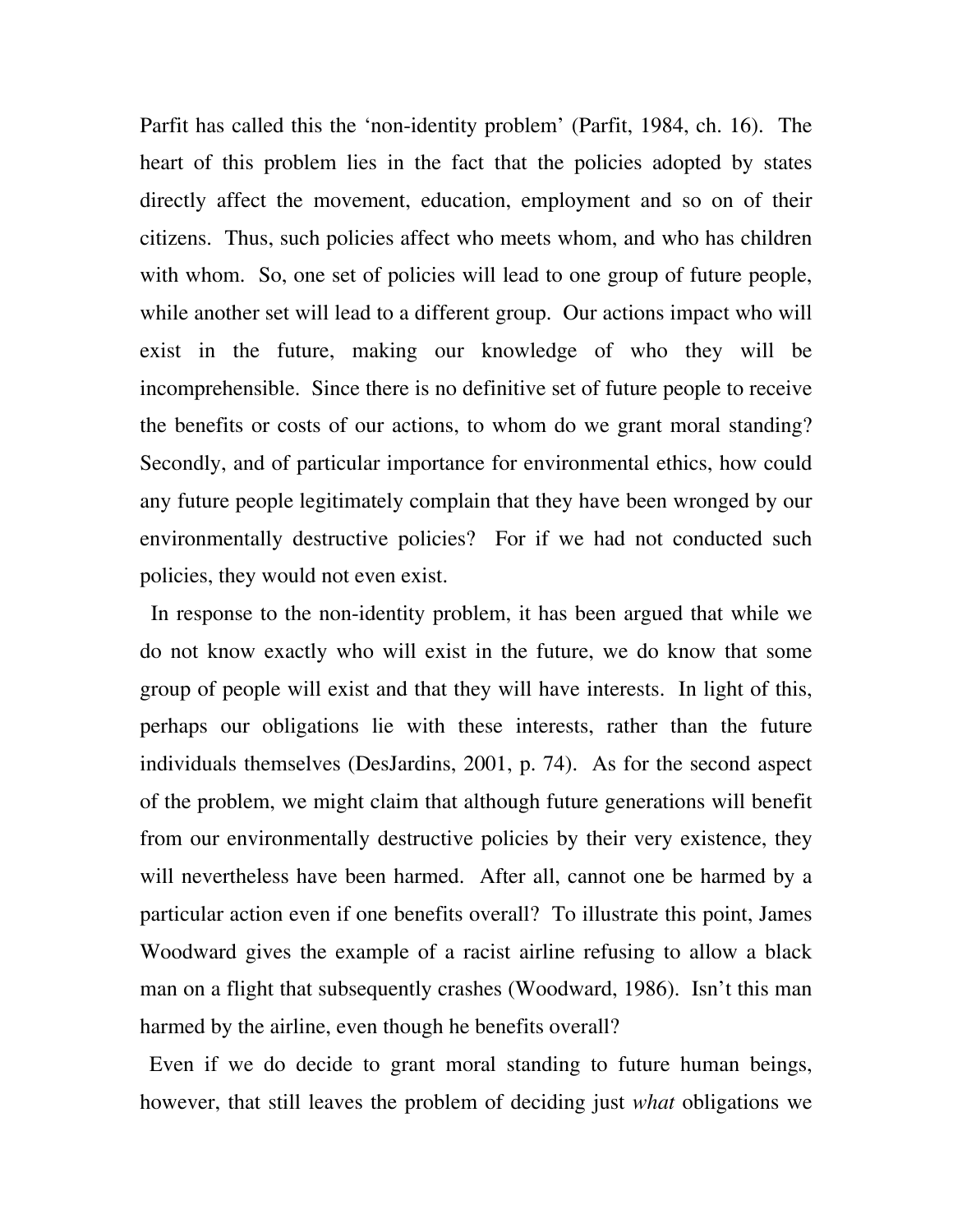Parfit has called this the 'non-identity problem' (Parfit, 1984, ch. 16). The heart of this problem lies in the fact that the policies adopted by states directly affect the movement, education, employment and so on of their citizens. Thus, such policies affect who meets whom, and who has children with whom. So, one set of policies will lead to one group of future people, while another set will lead to a different group. Our actions impact who will exist in the future, making our knowledge of who they will be incomprehensible. Since there is no definitive set of future people to receive the benefits or costs of our actions, to whom do we grant moral standing? Secondly, and of particular importance for environmental ethics, how could any future people legitimately complain that they have been wronged by our environmentally destructive policies? For if we had not conducted such policies, they would not even exist.

In response to the non-identity problem, it has been argued that while we do not know exactly who will exist in the future, we do know that some group of people will exist and that they will have interests. In light of this, perhaps our obligations lie with these interests, rather than the future individuals themselves (DesJardins, 2001, p. 74). As for the second aspect of the problem, we might claim that although future generations will benefit from our environmentally destructive policies by their very existence, they will nevertheless have been harmed. After all, cannot one be harmed by a particular action even if one benefits overall? To illustrate this point, James Woodward gives the example of a racist airline refusing to allow a black man on a flight that subsequently crashes (Woodward, 1986). Isn't this man harmed by the airline, even though he benefits overall?

Even if we do decide to grant moral standing to future human beings, however, that still leaves the problem of deciding just *what* obligations we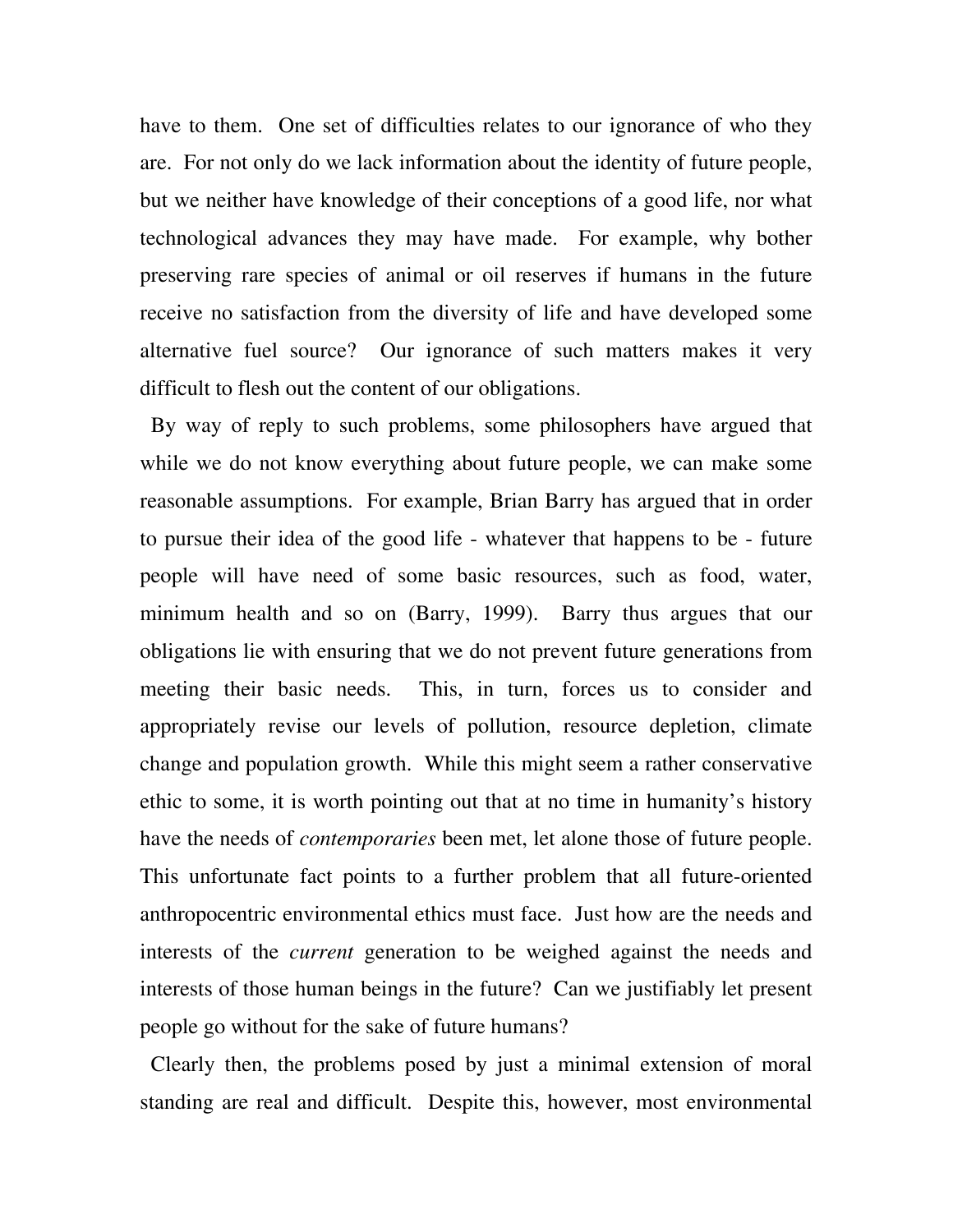have to them. One set of difficulties relates to our ignorance of who they are. For not only do we lack information about the identity of future people, but we neither have knowledge of their conceptions of a good life, nor what technological advances they may have made. For example, why bother preserving rare species of animal or oil reserves if humans in the future receive no satisfaction from the diversity of life and have developed some alternative fuel source? Our ignorance of such matters makes it very difficult to flesh out the content of our obligations.

By way of reply to such problems, some philosophers have argued that while we do not know everything about future people, we can make some reasonable assumptions. For example, Brian Barry has argued that in order to pursue their idea of the good life - whatever that happens to be - future people will have need of some basic resources, such as food, water, minimum health and so on (Barry, 1999). Barry thus argues that our obligations lie with ensuring that we do not prevent future generations from meeting their basic needs. This, in turn, forces us to consider and appropriately revise our levels of pollution, resource depletion, climate change and population growth. While this might seem a rather conservative ethic to some, it is worth pointing out that at no time in humanity's history have the needs of *contemporaries* been met, let alone those of future people. This unfortunate fact points to a further problem that all future-oriented anthropocentric environmental ethics must face. Just how are the needs and interests of the *current* generation to be weighed against the needs and interests of those human beings in the future? Can we justifiably let present people go without for the sake of future humans?

Clearly then, the problems posed by just a minimal extension of moral standing are real and difficult. Despite this, however, most environmental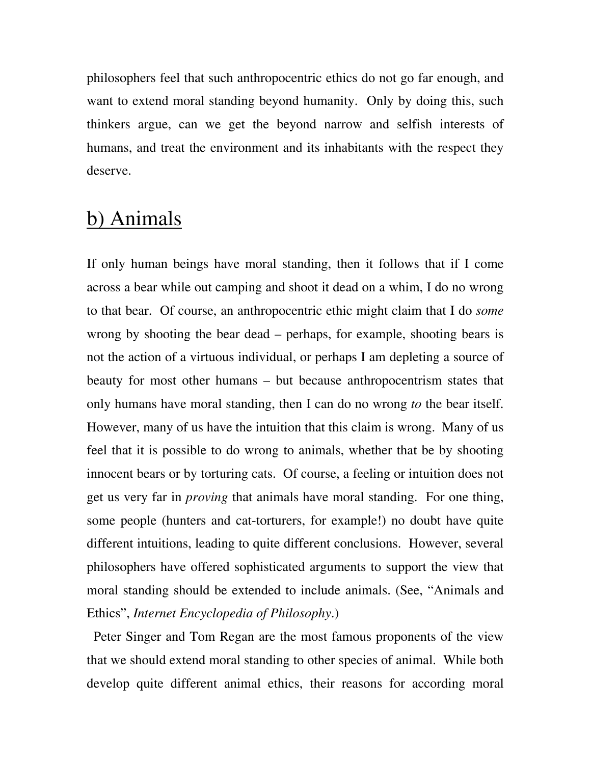philosophers feel that such anthropocentric ethics do not go far enough, and want to extend moral standing beyond humanity. Only by doing this, such thinkers argue, can we get the beyond narrow and selfish interests of humans, and treat the environment and its inhabitants with the respect they deserve.

## b) Animals

If only human beings have moral standing, then it follows that if I come across a bear while out camping and shoot it dead on a whim, I do no wrong to that bear. Of course, an anthropocentric ethic might claim that I do *some* wrong by shooting the bear dead – perhaps, for example, shooting bears is not the action of a virtuous individual, or perhaps I am depleting a source of beauty for most other humans – but because anthropocentrism states that only humans have moral standing, then I can do no wrong *to* the bear itself. However, many of us have the intuition that this claim is wrong. Many of us feel that it is possible to do wrong to animals, whether that be by shooting innocent bears or by torturing cats. Of course, a feeling or intuition does not get us very far in *proving* that animals have moral standing. For one thing, some people (hunters and cat-torturers, for example!) no doubt have quite different intuitions, leading to quite different conclusions. However, several philosophers have offered sophisticated arguments to support the view that moral standing should be extended to include animals. (See, "Animals and Ethics", *Internet Encyclopedia of Philosophy*.)

Peter Singer and Tom Regan are the most famous proponents of the view that we should extend moral standing to other species of animal. While both develop quite different animal ethics, their reasons for according moral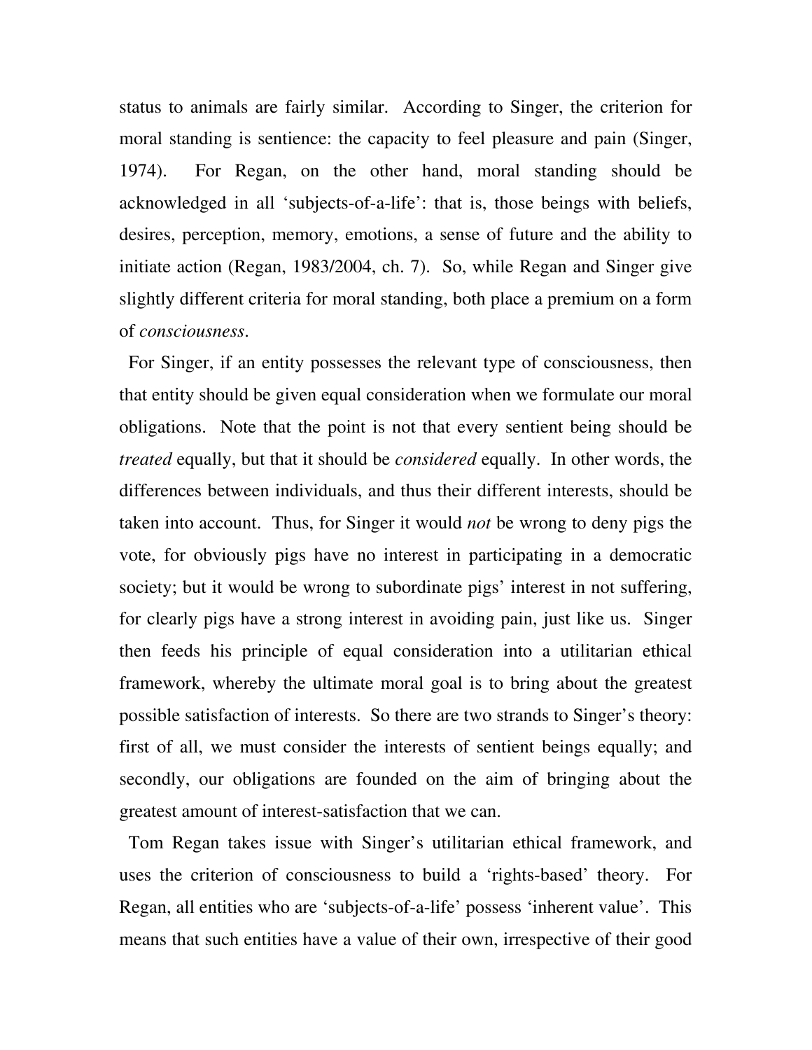status to animals are fairly similar. According to Singer, the criterion for moral standing is sentience: the capacity to feel pleasure and pain (Singer, 1974). For Regan, on the other hand, moral standing should be acknowledged in all 'subjects-of-a-life': that is, those beings with beliefs, desires, perception, memory, emotions, a sense of future and the ability to initiate action (Regan, 1983/2004, ch. 7). So, while Regan and Singer give slightly different criteria for moral standing, both place a premium on a form of *consciousness*.

For Singer, if an entity possesses the relevant type of consciousness, then that entity should be given equal consideration when we formulate our moral obligations. Note that the point is not that every sentient being should be *treated* equally, but that it should be *considered* equally. In other words, the differences between individuals, and thus their different interests, should be taken into account. Thus, for Singer it would *not* be wrong to deny pigs the vote, for obviously pigs have no interest in participating in a democratic society; but it would be wrong to subordinate pigs' interest in not suffering, for clearly pigs have a strong interest in avoiding pain, just like us. Singer then feeds his principle of equal consideration into a utilitarian ethical framework, whereby the ultimate moral goal is to bring about the greatest possible satisfaction of interests. So there are two strands to Singer's theory: first of all, we must consider the interests of sentient beings equally; and secondly, our obligations are founded on the aim of bringing about the greatest amount of interest-satisfaction that we can.

Tom Regan takes issue with Singer's utilitarian ethical framework, and uses the criterion of consciousness to build a 'rights-based' theory. For Regan, all entities who are 'subjects-of-a-life' possess 'inherent value'. This means that such entities have a value of their own, irrespective of their good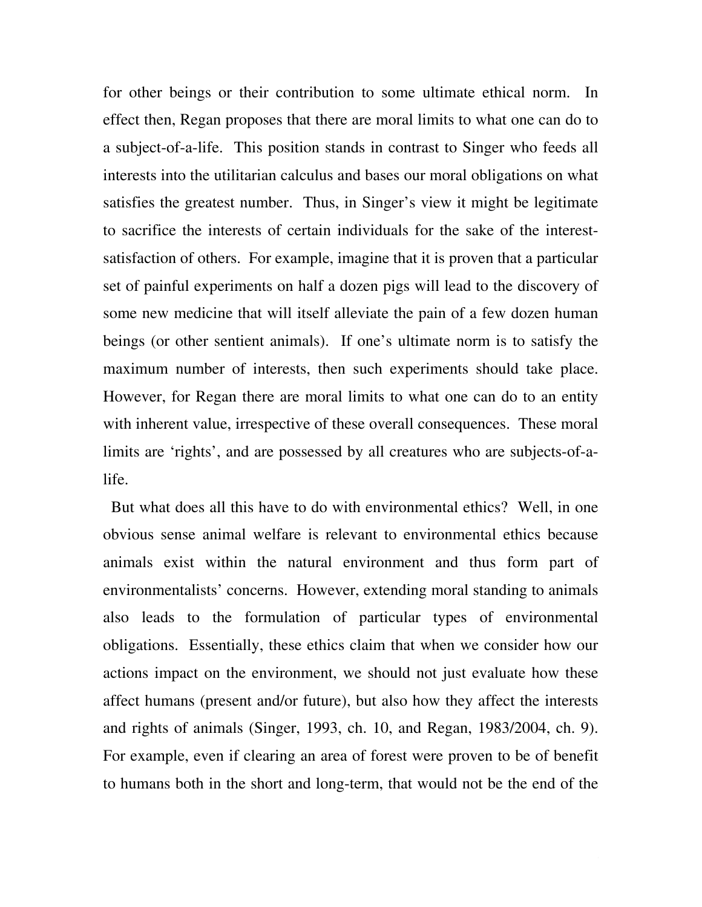for other beings or their contribution to some ultimate ethical norm. In effect then, Regan proposes that there are moral limits to what one can do to a subject-of-a-life. This position stands in contrast to Singer who feeds all interests into the utilitarian calculus and bases our moral obligations on what satisfies the greatest number. Thus, in Singer's view it might be legitimate to sacrifice the interests of certain individuals for the sake of the interest-satisfaction of others. For example, imagine that it is proven that a particular set of painful experiments on half a dozen pigs will lead to the discovery of some new medicine that will itself alleviate the pain of a few dozen human beings (or other sentient animals). If one's ultimate norm is to satisfy the maximum number of interests, then such experiments should take place. However, for Regan there are moral limits to what one can do to an entity with inherent value, irrespective of these overall consequences. These moral limits are 'rights', and are possessed by all creatures who are subjects-of-a-life.

But what does all this have to do with environmental ethics? Well, in one obvious sense animal welfare is relevant to environmental ethics because animals exist within the natural environment and thus form part of environmentalists' concerns. However, extending moral standing to animals also leads to the formulation of particular types of environmental obligations. Essentially, these ethics claim that when we consider how our actions impact on the environment, we should not just evaluate how these affect humans (present and/or future), but also how they affect the interests and rights of animals (Singer, 1993, ch. 10, and Regan, 1983/2004, ch. 9). For example, even if clearing an area of forest were proven to be of benefit to humans both in the short and long-term, that would not be the end of the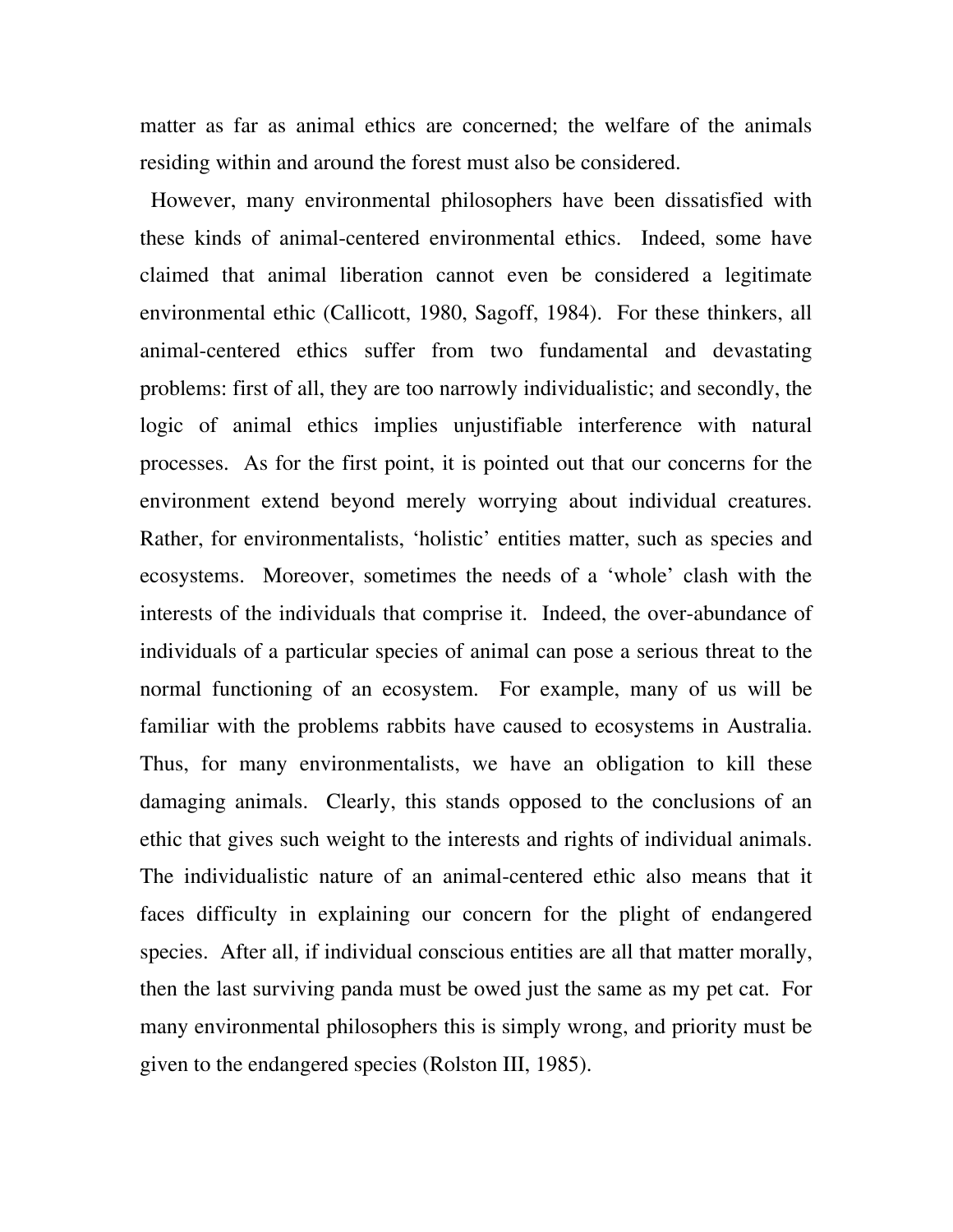matter as far as animal ethics are concerned; the welfare of the animals residing within and around the forest must also be considered.

However, many environmental philosophers have been dissatisfied with these kinds of animal-centered environmental ethics. Indeed, some have claimed that animal liberation cannot even be considered a legitimate environmental ethic (Callicott, 1980, Sagoff, 1984). For these thinkers, all animal-centered ethics suffer from two fundamental and devastating problems: first of all, they are too narrowly individualistic; and secondly, the logic of animal ethics implies unjustifiable interference with natural processes. As for the first point, it is pointed out that our concerns for the environment extend beyond merely worrying about individual creatures. Rather, for environmentalists, 'holistic' entities matter, such as species and ecosystems. Moreover, sometimes the needs of a 'whole' clash with the interests of the individuals that comprise it. Indeed, the over-abundance of individuals of a particular species of animal can pose a serious threat to the normal functioning of an ecosystem. For example, many of us will be familiar with the problems rabbits have caused to ecosystems in Australia. Thus, for many environmentalists, we have an obligation to kill these damaging animals. Clearly, this stands opposed to the conclusions of an ethic that gives such weight to the interests and rights of individual animals. The individualistic nature of an animal-centered ethic also means that it faces difficulty in explaining our concern for the plight of endangered species. After all, if individual conscious entities are all that matter morally, then the last surviving panda must be owed just the same as my pet cat. For many environmental philosophers this is simply wrong, and priority must be given to the endangered species (Rolston III, 1985).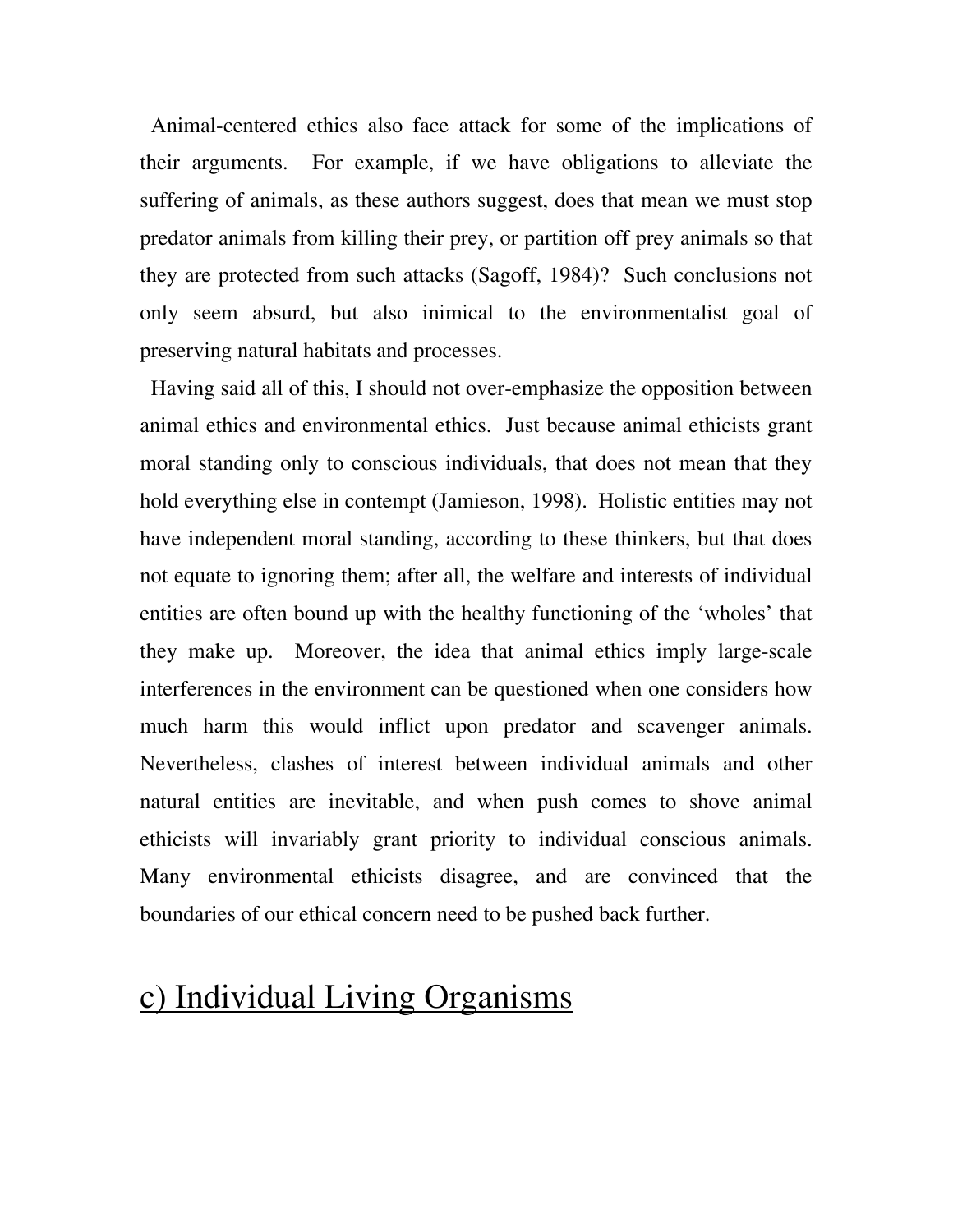Animal-centered ethics also face attack for some of the implications of their arguments. For example, if we have obligations to alleviate the suffering of animals, as these authors suggest, does that mean we must stop predator animals from killing their prey, or partition off prey animals so that they are protected from such attacks (Sagoff, 1984)? Such conclusions not only seem absurd, but also inimical to the environmentalist goal of preserving natural habitats and processes.

Having said all of this, I should not over-emphasize the opposition between animal ethics and environmental ethics. Just because animal ethicists grant moral standing only to conscious individuals, that does not mean that they hold everything else in contempt (Jamieson, 1998). Holistic entities may not have independent moral standing, according to these thinkers, but that does not equate to ignoring them; after all, the welfare and interests of individual entities are often bound up with the healthy functioning of the 'wholes' that they make up. Moreover, the idea that animal ethics imply large-scale interferences in the environment can be questioned when one considers how much harm this would inflict upon predator and scavenger animals. Nevertheless, clashes of interest between individual animals and other natural entities are inevitable, and when push comes to shove animal ethicists will invariably grant priority to individual conscious animals. Many environmental ethicists disagree, and are convinced that the boundaries of our ethical concern need to be pushed back further.

## c) Individual Living Organisms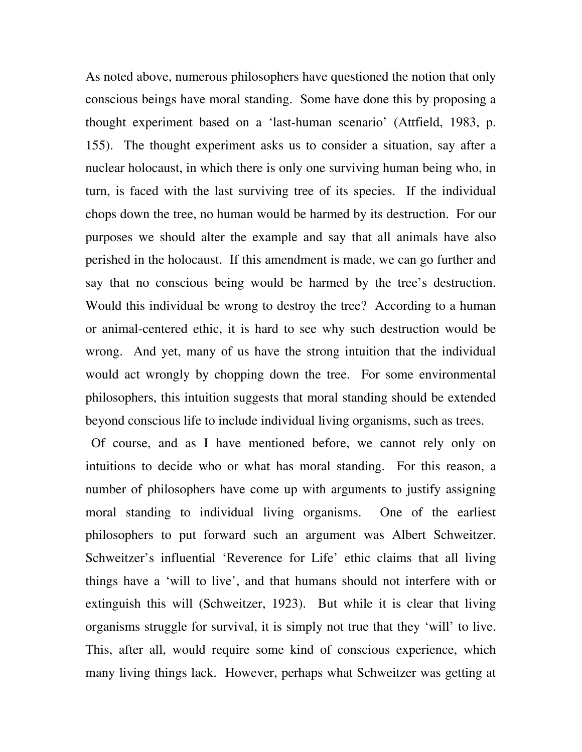As noted above, numerous philosophers have questioned the notion that only conscious beings have moral standing. Some have done this by proposing a thought experiment based on a 'last-human scenario' (Attfield, 1983, p. 155). The thought experiment asks us to consider a situation, say after a nuclear holocaust, in which there is only one surviving human being who, in turn, is faced with the last surviving tree of its species. If the individual chops down the tree, no human would be harmed by its destruction. For our purposes we should alter the example and say that all animals have also perished in the holocaust. If this amendment is made, we can go further and say that no conscious being would be harmed by the tree's destruction. Would this individual be wrong to destroy the tree? According to a human or animal-centered ethic, it is hard to see why such destruction would be wrong. And yet, many of us have the strong intuition that the individual would act wrongly by chopping down the tree. For some environmental philosophers, this intuition suggests that moral standing should be extended beyond conscious life to include individual living organisms, such as trees.

Of course, and as I have mentioned before, we cannot rely only on intuitions to decide who or what has moral standing. For this reason, a number of philosophers have come up with arguments to justify assigning moral standing to individual living organisms. One of the earliest philosophers to put forward such an argument was Albert Schweitzer. Schweitzer's influential 'Reverence for Life' ethic claims that all living things have a 'will to live', and that humans should not interfere with or extinguish this will (Schweitzer, 1923). But while it is clear that living organisms struggle for survival, it is simply not true that they 'will' to live. This, after all, would require some kind of conscious experience, which many living things lack. However, perhaps what Schweitzer was getting at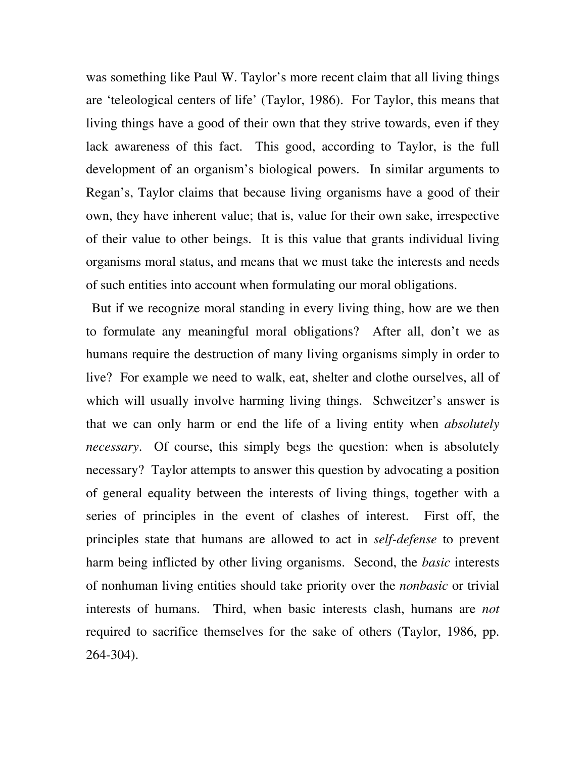was something like Paul W. Taylor's more recent claim that all living things are 'teleological centers of life' (Taylor, 1986). For Taylor, this means that living things have a good of their own that they strive towards, even if they lack awareness of this fact. This good, according to Taylor, is the full development of an organism's biological powers. In similar arguments to Regan's, Taylor claims that because living organisms have a good of their own, they have inherent value; that is, value for their own sake, irrespective of their value to other beings. It is this value that grants individual living organisms moral status, and means that we must take the interests and needs of such entities into account when formulating our moral obligations.

But if we recognize moral standing in every living thing, how are we then to formulate any meaningful moral obligations? After all, don't we as humans require the destruction of many living organisms simply in order to live? For example we need to walk, eat, shelter and clothe ourselves, all of which will usually involve harming living things. Schweitzer's answer is that we can only harm or end the life of a living entity when *absolutely necessary*. Of course, this simply begs the question: when is absolutely necessary? Taylor attempts to answer this question by advocating a position of general equality between the interests of living things, together with a series of principles in the event of clashes of interest. First off, the principles state that humans are allowed to act in *self-defense* to prevent harm being inflicted by other living organisms. Second, the *basic* interests of nonhuman living entities should take priority over the *nonbasic* or trivial interests of humans. Third, when basic interests clash, humans are *not* required to sacrifice themselves for the sake of others (Taylor, 1986, pp. 264-304).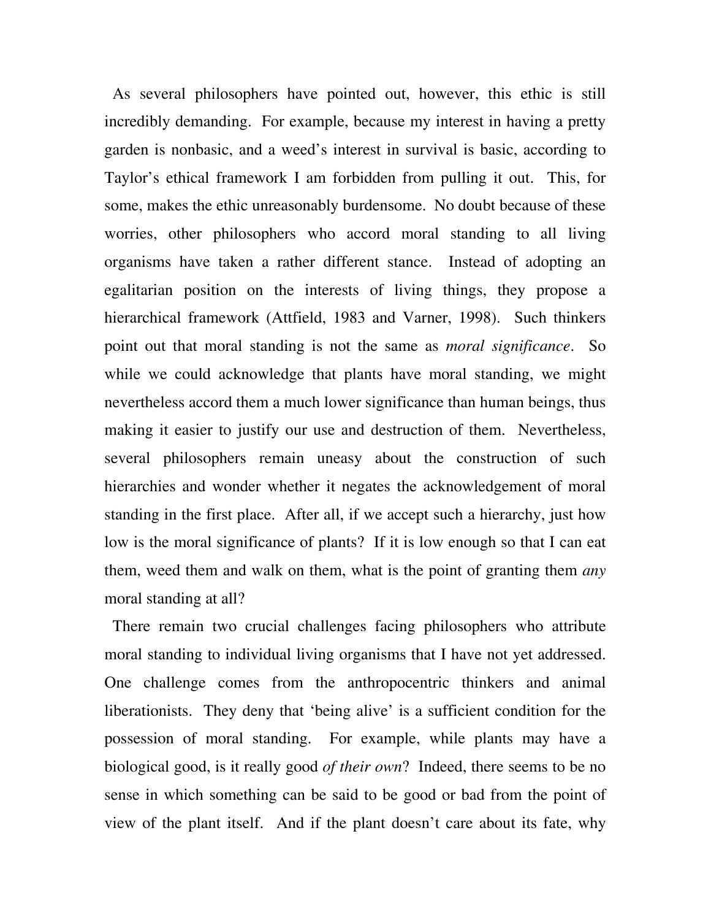As several philosophers have pointed out, however, this ethic is still incredibly demanding. For example, because my interest in having a pretty garden is nonbasic, and a weed's interest in survival is basic, according to Taylor's ethical framework I am forbidden from pulling it out. This, for some, makes the ethic unreasonably burdensome. No doubt because of these worries, other philosophers who accord moral standing to all living organisms have taken a rather different stance. Instead of adopting an egalitarian position on the interests of living things, they propose a hierarchical framework (Attfield, 1983 and Varner, 1998). Such thinkers point out that moral standing is not the same as *moral significance*. So while we could acknowledge that plants have moral standing, we might nevertheless accord them a much lower significance than human beings, thus making it easier to justify our use and destruction of them. Nevertheless, several philosophers remain uneasy about the construction of such hierarchies and wonder whether it negates the acknowledgement of moral standing in the first place. After all, if we accept such a hierarchy, just how low is the moral significance of plants? If it is low enough so that I can eat them, weed them and walk on them, what is the point of granting them *any* moral standing at all?

There remain two crucial challenges facing philosophers who attribute moral standing to individual living organisms that I have not yet addressed. One challenge comes from the anthropocentric thinkers and animal liberationists. They deny that 'being alive' is a sufficient condition for the possession of moral standing. For example, while plants may have a biological good, is it really good *of their own*? Indeed, there seems to be no sense in which something can be said to be good or bad from the point of view of the plant itself. And if the plant doesn't care about its fate, why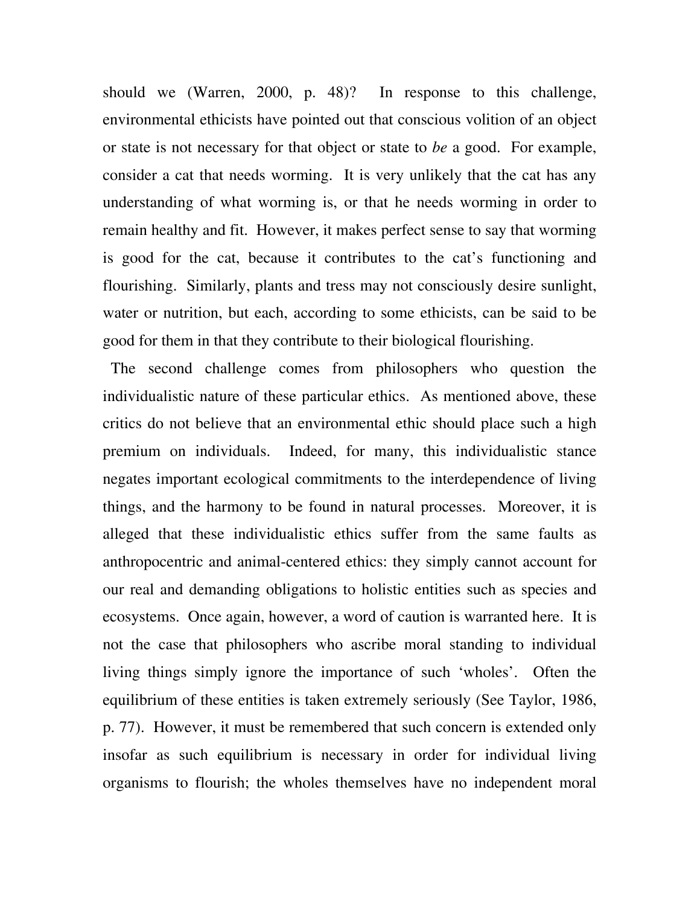should we (Warren, 2000, p. 48)? In response to this challenge, environmental ethicists have pointed out that conscious volition of an object or state is not necessary for that object or state to *be* a good. For example, consider a cat that needs worming. It is very unlikely that the cat has any understanding of what worming is, or that he needs worming in order to remain healthy and fit. However, it makes perfect sense to say that worming is good for the cat, because it contributes to the cat's functioning and flourishing. Similarly, plants and tress may not consciously desire sunlight, water or nutrition, but each, according to some ethicists, can be said to be good for them in that they contribute to their biological flourishing.

The second challenge comes from philosophers who question the individualistic nature of these particular ethics. As mentioned above, these critics do not believe that an environmental ethic should place such a high premium on individuals. Indeed, for many, this individualistic stance negates important ecological commitments to the interdependence of living things, and the harmony to be found in natural processes. Moreover, it is alleged that these individualistic ethics suffer from the same faults as anthropocentric and animal-centered ethics: they simply cannot account for our real and demanding obligations to holistic entities such as species and ecosystems. Once again, however, a word of caution is warranted here. It is not the case that philosophers who ascribe moral standing to individual living things simply ignore the importance of such 'wholes'. Often the equilibrium of these entities is taken extremely seriously (See Taylor, 1986, p. 77). However, it must be remembered that such concern is extended only insofar as such equilibrium is necessary in order for individual living organisms to flourish; the wholes themselves have no independent moral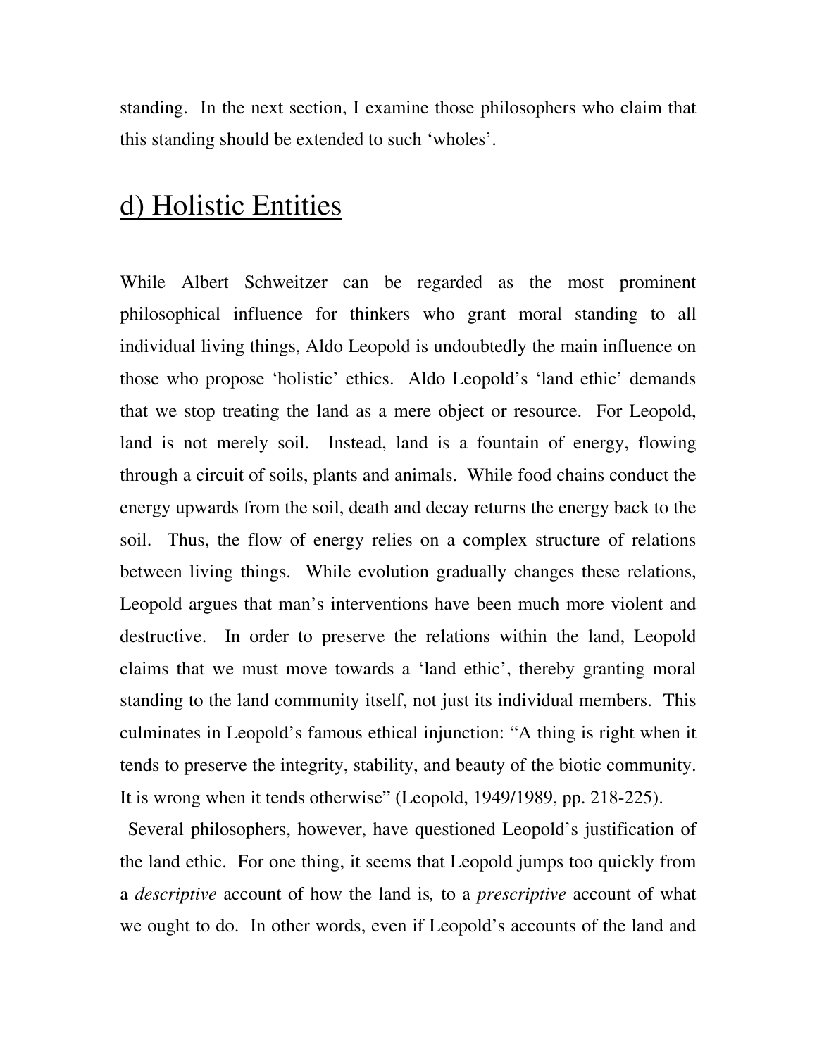standing. In the next section, I examine those philosophers who claim that this standing should be extended to such 'wholes'.

## d) Holistic Entities

While Albert Schweitzer can be regarded as the most prominent philosophical influence for thinkers who grant moral standing to all individual living things, Aldo Leopold is undoubtedly the main influence on those who propose 'holistic' ethics. Aldo Leopold's 'land ethic' demands that we stop treating the land as a mere object or resource. For Leopold, land is not merely soil. Instead, land is a fountain of energy, flowing through a circuit of soils, plants and animals. While food chains conduct the energy upwards from the soil, death and decay returns the energy back to the soil. Thus, the flow of energy relies on a complex structure of relations between living things. While evolution gradually changes these relations, Leopold argues that man's interventions have been much more violent and destructive. In order to preserve the relations within the land, Leopold claims that we must move towards a 'land ethic', thereby granting moral standing to the land community itself, not just its individual members. This culminates in Leopold's famous ethical injunction: "A thing is right when it tends to preserve the integrity, stability, and beauty of the biotic community. It is wrong when it tends otherwise" (Leopold, 1949/1989, pp. 218-225).

Several philosophers, however, have questioned Leopold's justification of the land ethic. For one thing, it seems that Leopold jumps too quickly from a *descriptive* account of how the land is, to a *prescriptive* account of what we ought to do. In other words, even if Leopold's accounts of the land and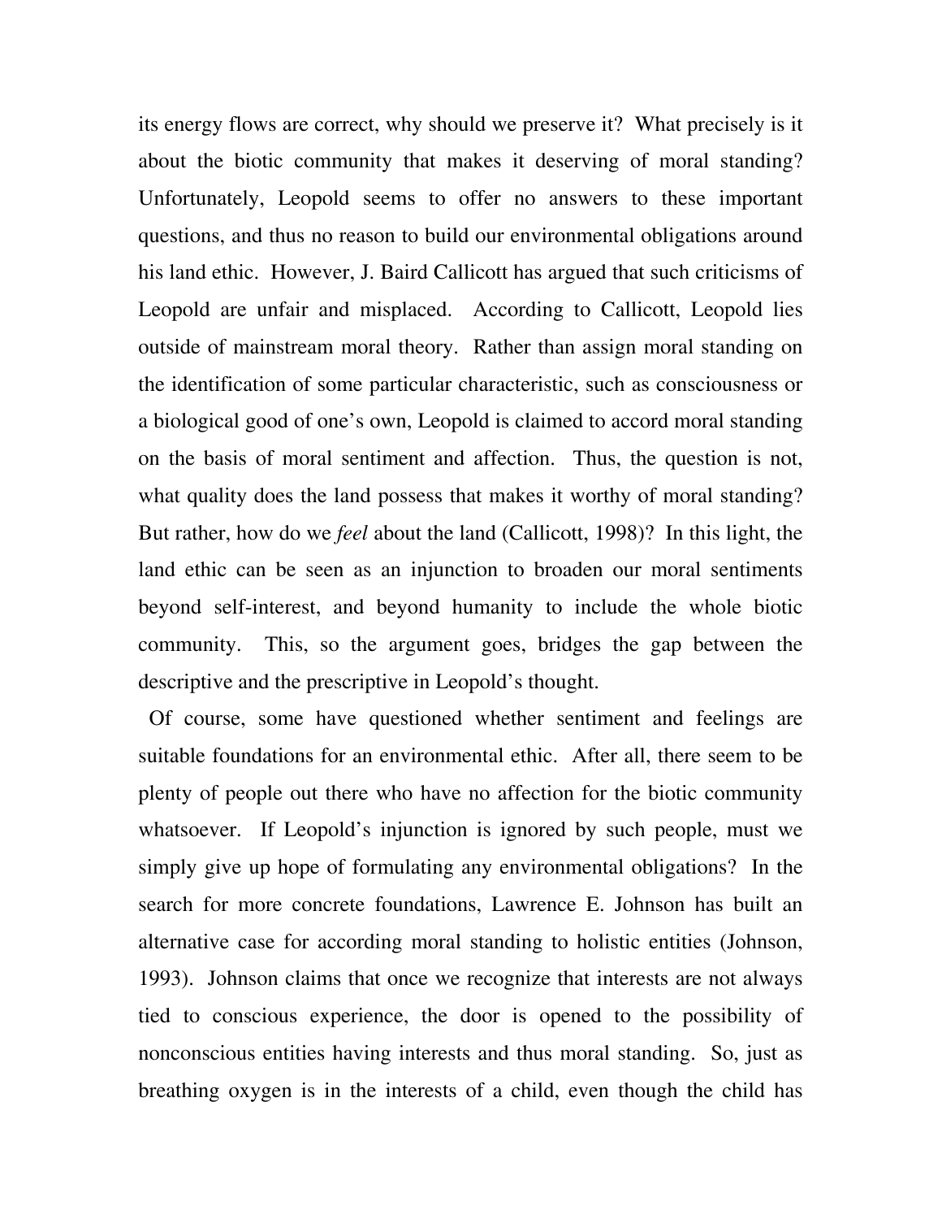its energy flows are correct, why should we preserve it? What precisely is it about the biotic community that makes it deserving of moral standing? Unfortunately, Leopold seems to offer no answers to these important questions, and thus no reason to build our environmental obligations around his land ethic. However, J. Baird Callicott has argued that such criticisms of Leopold are unfair and misplaced. According to Callicott, Leopold lies outside of mainstream moral theory. Rather than assign moral standing on the identification of some particular characteristic, such as consciousness or a biological good of one's own, Leopold is claimed to accord moral standing on the basis of moral sentiment and affection. Thus, the question is not, what quality does the land possess that makes it worthy of moral standing? But rather, how do we *feel* about the land (Callicott, 1998)? In this light, the land ethic can be seen as an injunction to broaden our moral sentiments beyond self-interest, and beyond humanity to include the whole biotic community. This, so the argument goes, bridges the gap between the descriptive and the prescriptive in Leopold's thought.

Of course, some have questioned whether sentiment and feelings are suitable foundations for an environmental ethic. After all, there seem to be plenty of people out there who have no affection for the biotic community whatsoever. If Leopold's injunction is ignored by such people, must we simply give up hope of formulating any environmental obligations? In the search for more concrete foundations, Lawrence E. Johnson has built an alternative case for according moral standing to holistic entities (Johnson, 1993). Johnson claims that once we recognize that interests are not always tied to conscious experience, the door is opened to the possibility of nonconscious entities having interests and thus moral standing. So, just as breathing oxygen is in the interests of a child, even though the child has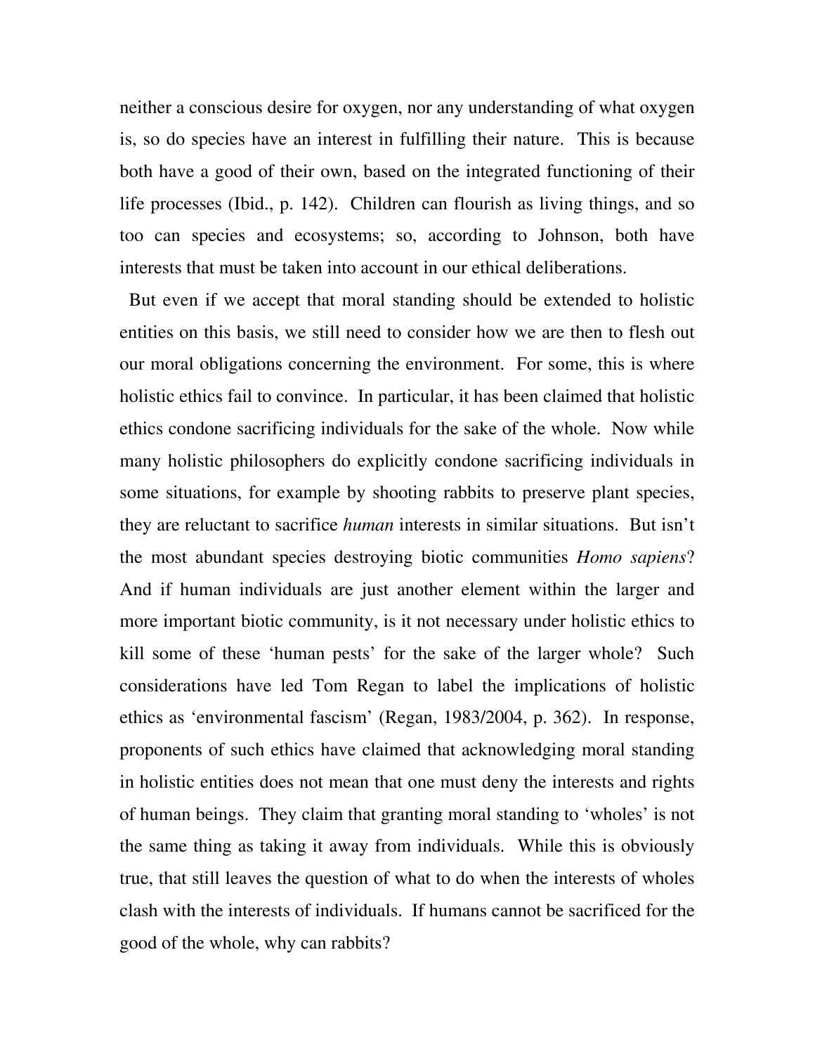neither a conscious desire for oxygen, nor any understanding of what oxygen is, so do species have an interest in fulfilling their nature. This is because both have a good of their own, based on the integrated functioning of their life processes (Ibid., p. 142). Children can flourish as living things, and so too can species and ecosystems; so, according to Johnson, both have interests that must be taken into account in our ethical deliberations.

But even if we accept that moral standing should be extended to holistic entities on this basis, we still need to consider how we are then to flesh out our moral obligations concerning the environment. For some, this is where holistic ethics fail to convince. In particular, it has been claimed that holistic ethics condone sacrificing individuals for the sake of the whole. Now while many holistic philosophers do explicitly condone sacrificing individuals in some situations, for example by shooting rabbits to preserve plant species, they are reluctant to sacrifice *human* interests in similar situations. But isn't the most abundant species destroying biotic communities *Homo sapiens*? And if human individuals are just another element within the larger and more important biotic community, is it not necessary under holistic ethics to kill some of these 'human pests' for the sake of the larger whole? Such considerations have led Tom Regan to label the implications of holistic ethics as 'environmental fascism' (Regan, 1983/2004, p. 362). In response, proponents of such ethics have claimed that acknowledging moral standing in holistic entities does not mean that one must deny the interests and rights of human beings. They claim that granting moral standing to 'wholes' is not the same thing as taking it away from individuals. While this is obviously true, that still leaves the question of what to do when the interests of wholes clash with the interests of individuals. If humans cannot be sacrificed for the good of the whole, why can rabbits?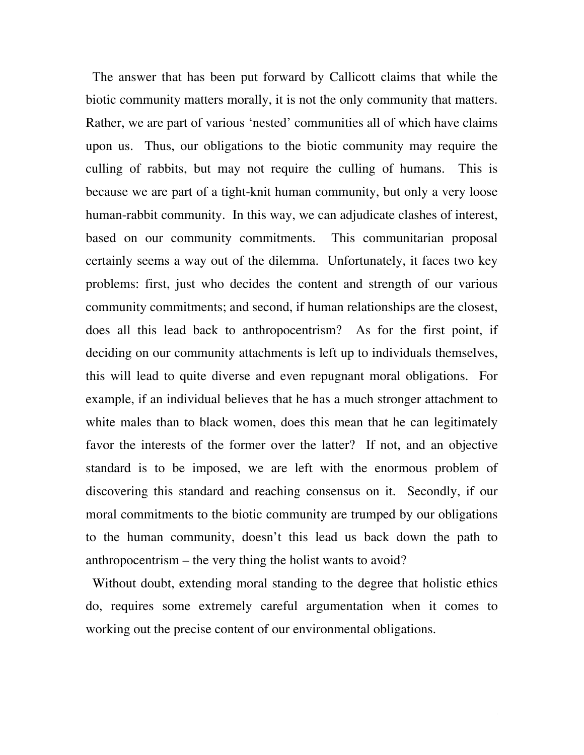The answer that has been put forward by Callicott claims that while the biotic community matters morally, it is not the only community that matters. Rather, we are part of various 'nested' communities all of which have claims upon us. Thus, our obligations to the biotic community may require the culling of rabbits, but may not require the culling of humans. This is because we are part of a tight-knit human community, but only a very loose human-rabbit community. In this way, we can adjudicate clashes of interest, based on our community commitments. This communitarian proposal certainly seems a way out of the dilemma. Unfortunately, it faces two key problems: first, just who decides the content and strength of our various community commitments; and second, if human relationships are the closest, does all this lead back to anthropocentrism? As for the first point, if deciding on our community attachments is left up to individuals themselves, this will lead to quite diverse and even repugnant moral obligations. For example, if an individual believes that he has a much stronger attachment to white males than to black women, does this mean that he can legitimately favor the interests of the former over the latter? If not, and an objective standard is to be imposed, we are left with the enormous problem of discovering this standard and reaching consensus on it. Secondly, if our moral commitments to the biotic community are trumped by our obligations to the human community, doesn't this lead us back down the path to anthropocentrism – the very thing the holist wants to avoid?

Without doubt, extending moral standing to the degree that holistic ethics do, requires some extremely careful argumentation when it comes to working out the precise content of our environmental obligations.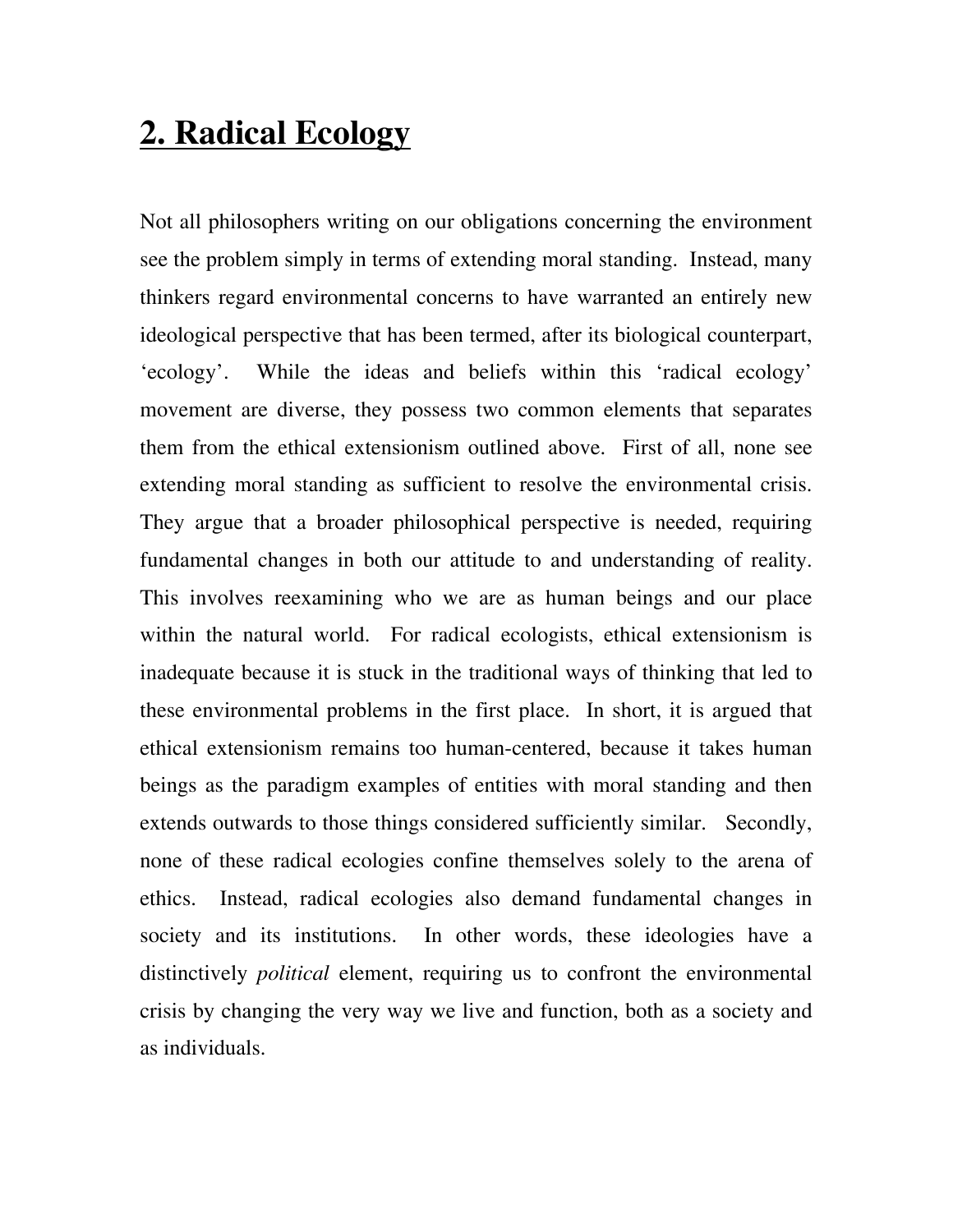## 2. Radical Ecology

Not all philosophers writing on our obligations concerning the environment see the problem simply in terms of extending moral standing. Instead, many thinkers regard environmental concerns to have warranted an entirely new ideological perspective that has been termed, after its biological counterpart, 'ecology'. While the ideas and beliefs within this 'radical ecology' movement are diverse, they possess two common elements that separates them from the ethical extensionism outlined above. First of all, none see extending moral standing as sufficient to resolve the environmental crisis. They argue that a broader philosophical perspective is needed, requiring fundamental changes in both our attitude to and understanding of reality. This involves reexamining who we are as human beings and our place within the natural world. For radical ecologists, ethical extensionism is inadequate because it is stuck in the traditional ways of thinking that led to these environmental problems in the first place. In short, it is argued that ethical extensionism remains too human-centered, because it takes human beings as the paradigm examples of entities with moral standing and then extends outwards to those things considered sufficiently similar. Secondly, none of these radical ecologies confine themselves solely to the arena of ethics. Instead, radical ecologies also demand fundamental changes in society and its institutions. In other words, these ideologies have a distinctively *political* element, requiring us to confront the environmental crisis by changing the very way we live and function, both as a society and as individuals.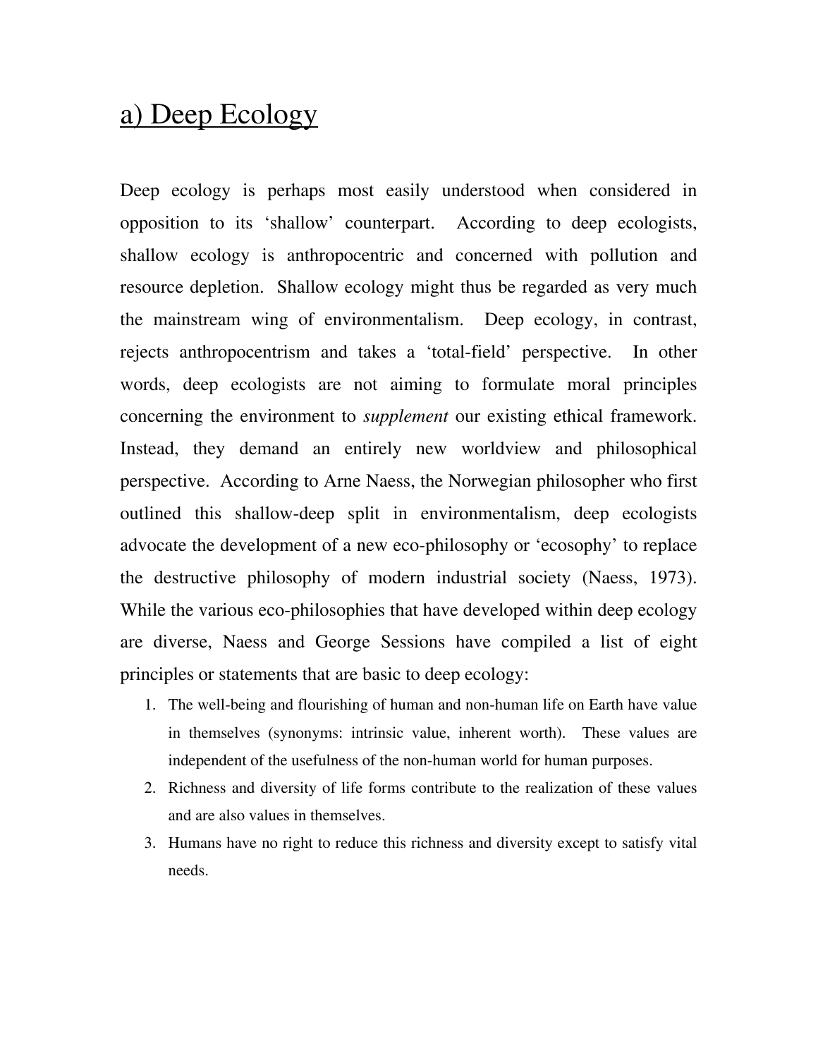## a) Deep Ecology

Deep ecology is perhaps most easily understood when considered in opposition to its 'shallow' counterpart. According to deep ecologists, shallow ecology is anthropocentric and concerned with pollution and resource depletion. Shallow ecology might thus be regarded as very much the mainstream wing of environmentalism. Deep ecology, in contrast, rejects anthropocentrism and takes a 'total-field' perspective. In other words, deep ecologists are not aiming to formulate moral principles concerning the environment to *supplement* our existing ethical framework. Instead, they demand an entirely new worldview and philosophical perspective. According to Arne Naess, the Norwegian philosopher who first outlined this shallow-deep split in environmentalism, deep ecologists advocate the development of a new eco-philosophy or 'ecosophy' to replace the destructive philosophy of modern industrial society (Naess, 1973). While the various eco-philosophies that have developed within deep ecology are diverse, Naess and George Sessions have compiled a list of eight principles or statements that are basic to deep ecology:

1. The well-being and flourishing of human and non-human life on Earth have value in themselves (synonyms: intrinsic value, inherent worth). These values are independent of the usefulness of the non-human world for human purposes.
2. Richness and diversity of life forms contribute to the realization of these values and are also values in themselves.
3. Humans have no right to reduce this richness and diversity except to satisfy vital needs.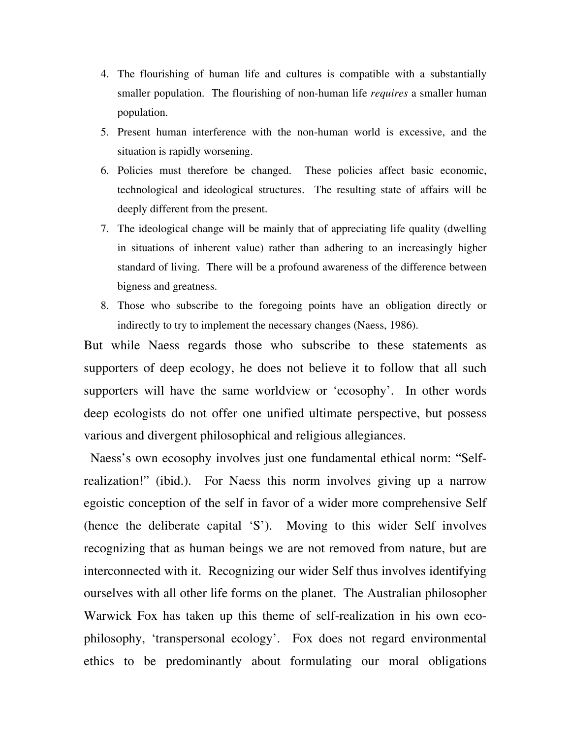4. The flourishing of human life and cultures is compatible with a substantially smaller population. The flourishing of non-human life *requires* a smaller human population.
5. Present human interference with the non-human world is excessive, and the situation is rapidly worsening.
6. Policies must therefore be changed. These policies affect basic economic, technological and ideological structures. The resulting state of affairs will be deeply different from the present.
7. The ideological change will be mainly that of appreciating life quality (dwelling in situations of inherent value) rather than adhering to an increasingly higher standard of living. There will be a profound awareness of the difference between bigness and greatness.
8. Those who subscribe to the foregoing points have an obligation directly or indirectly to try to implement the necessary changes (Naess, 1986).

But while Naess regards those who subscribe to these statements as supporters of deep ecology, he does not believe it to follow that all such supporters will have the same worldview or 'ecosophy'. In other words deep ecologists do not offer one unified ultimate perspective, but possess various and divergent philosophical and religious allegiances.

Naess's own ecosophy involves just one fundamental ethical norm: "Self-realization!" (ibid.). For Naess this norm involves giving up a narrow egoistic conception of the self in favor of a wider more comprehensive Self (hence the deliberate capital 'S'). Moving to this wider Self involves recognizing that as human beings we are not removed from nature, but are interconnected with it. Recognizing our wider Self thus involves identifying ourselves with all other life forms on the planet. The Australian philosopher Warwick Fox has taken up this theme of self-realization in his own eco-philosophy, 'transpersonal ecology'. Fox does not regard environmental ethics to be predominantly about formulating our moral obligations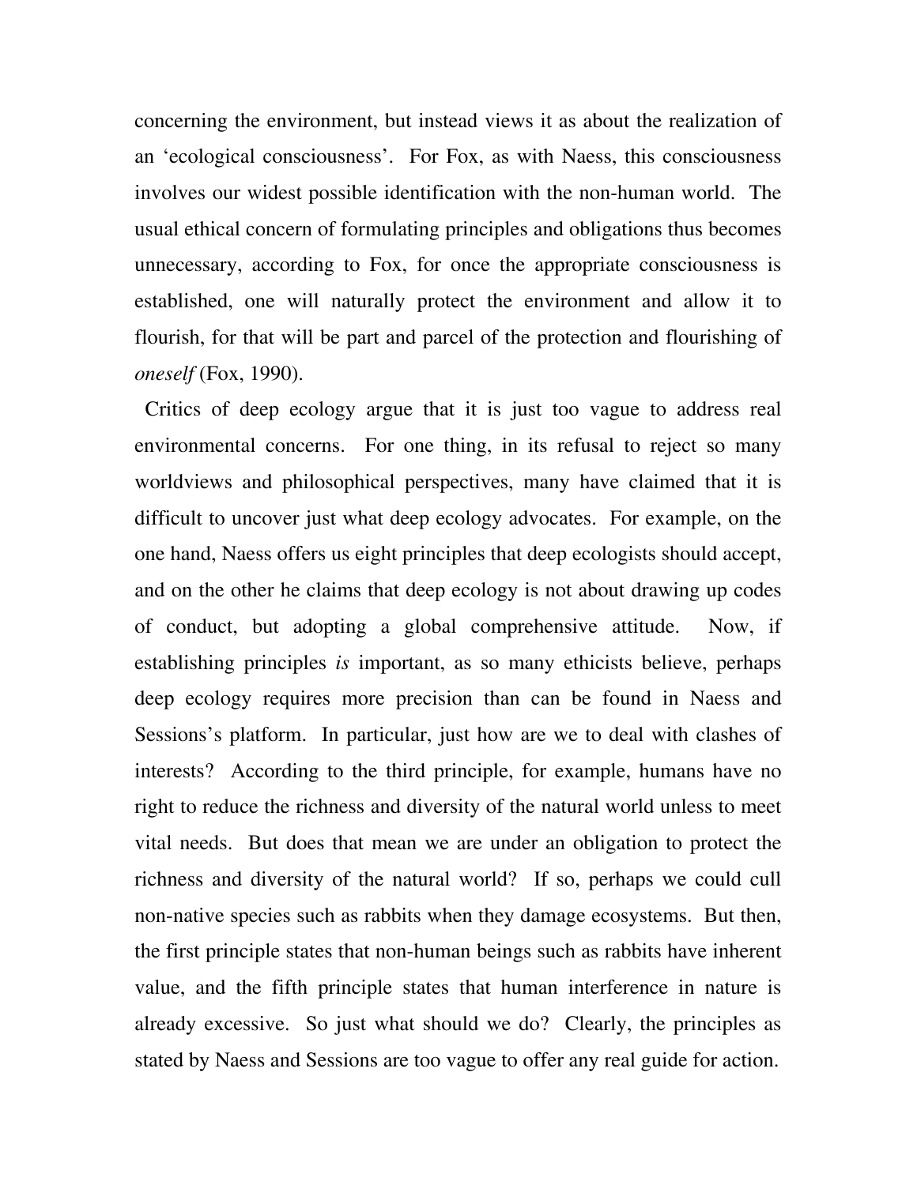concerning the environment, but instead views it as about the realization of an 'ecological consciousness'. For Fox, as with Naess, this consciousness involves our widest possible identification with the non-human world. The usual ethical concern of formulating principles and obligations thus becomes unnecessary, according to Fox, for once the appropriate consciousness is established, one will naturally protect the environment and allow it to flourish, for that will be part and parcel of the protection and flourishing of *oneself* (Fox, 1990).

Critics of deep ecology argue that it is just too vague to address real environmental concerns. For one thing, in its refusal to reject so many worldviews and philosophical perspectives, many have claimed that it is difficult to uncover just what deep ecology advocates. For example, on the one hand, Naess offers us eight principles that deep ecologists should accept, and on the other he claims that deep ecology is not about drawing up codes of conduct, but adopting a global comprehensive attitude. Now, if establishing principles *is* important, as so many ethicists believe, perhaps deep ecology requires more precision than can be found in Naess and Sessions's platform. In particular, just how are we to deal with clashes of interests? According to the third principle, for example, humans have no right to reduce the richness and diversity of the natural world unless to meet vital needs. But does that mean we are under an obligation to protect the richness and diversity of the natural world? If so, perhaps we could cull non-native species such as rabbits when they damage ecosystems. But then, the first principle states that non-human beings such as rabbits have inherent value, and the fifth principle states that human interference in nature is already excessive. So just what should we do? Clearly, the principles as stated by Naess and Sessions are too vague to offer any real guide for action.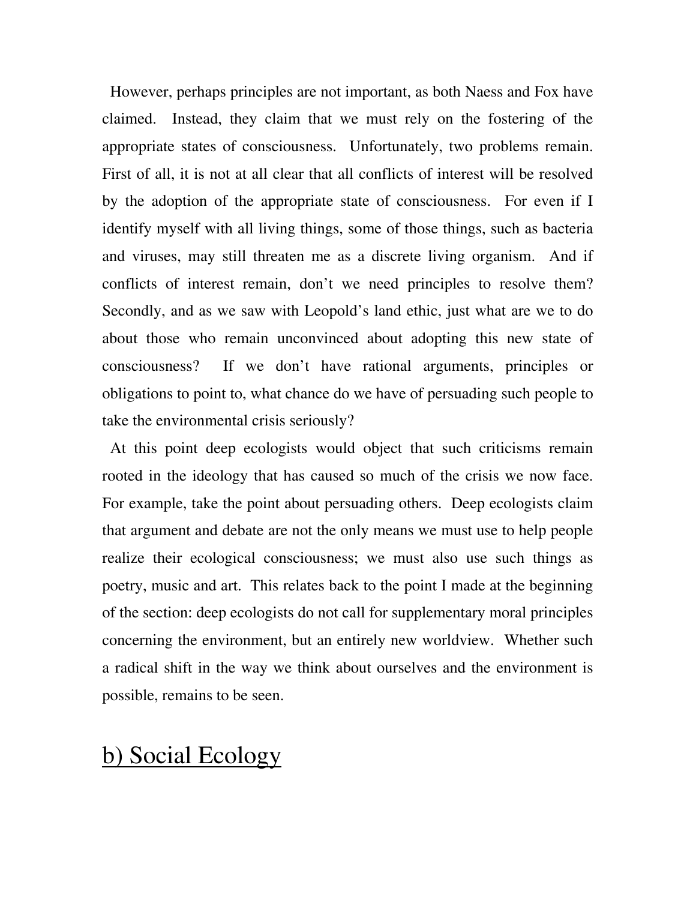However, perhaps principles are not important, as both Naess and Fox have claimed. Instead, they claim that we must rely on the fostering of the appropriate states of consciousness. Unfortunately, two problems remain. First of all, it is not at all clear that all conflicts of interest will be resolved by the adoption of the appropriate state of consciousness. For even if I identify myself with all living things, some of those things, such as bacteria and viruses, may still threaten me as a discrete living organism. And if conflicts of interest remain, don't we need principles to resolve them? Secondly, and as we saw with Leopold's land ethic, just what are we to do about those who remain unconvinced about adopting this new state of consciousness? If we don't have rational arguments, principles or obligations to point to, what chance do we have of persuading such people to take the environmental crisis seriously?

At this point deep ecologists would object that such criticisms remain rooted in the ideology that has caused so much of the crisis we now face. For example, take the point about persuading others. Deep ecologists claim that argument and debate are not the only means we must use to help people realize their ecological consciousness; we must also use such things as poetry, music and art. This relates back to the point I made at the beginning of the section: deep ecologists do not call for supplementary moral principles concerning the environment, but an entirely new worldview. Whether such a radical shift in the way we think about ourselves and the environment is possible, remains to be seen.

## b) Social Ecology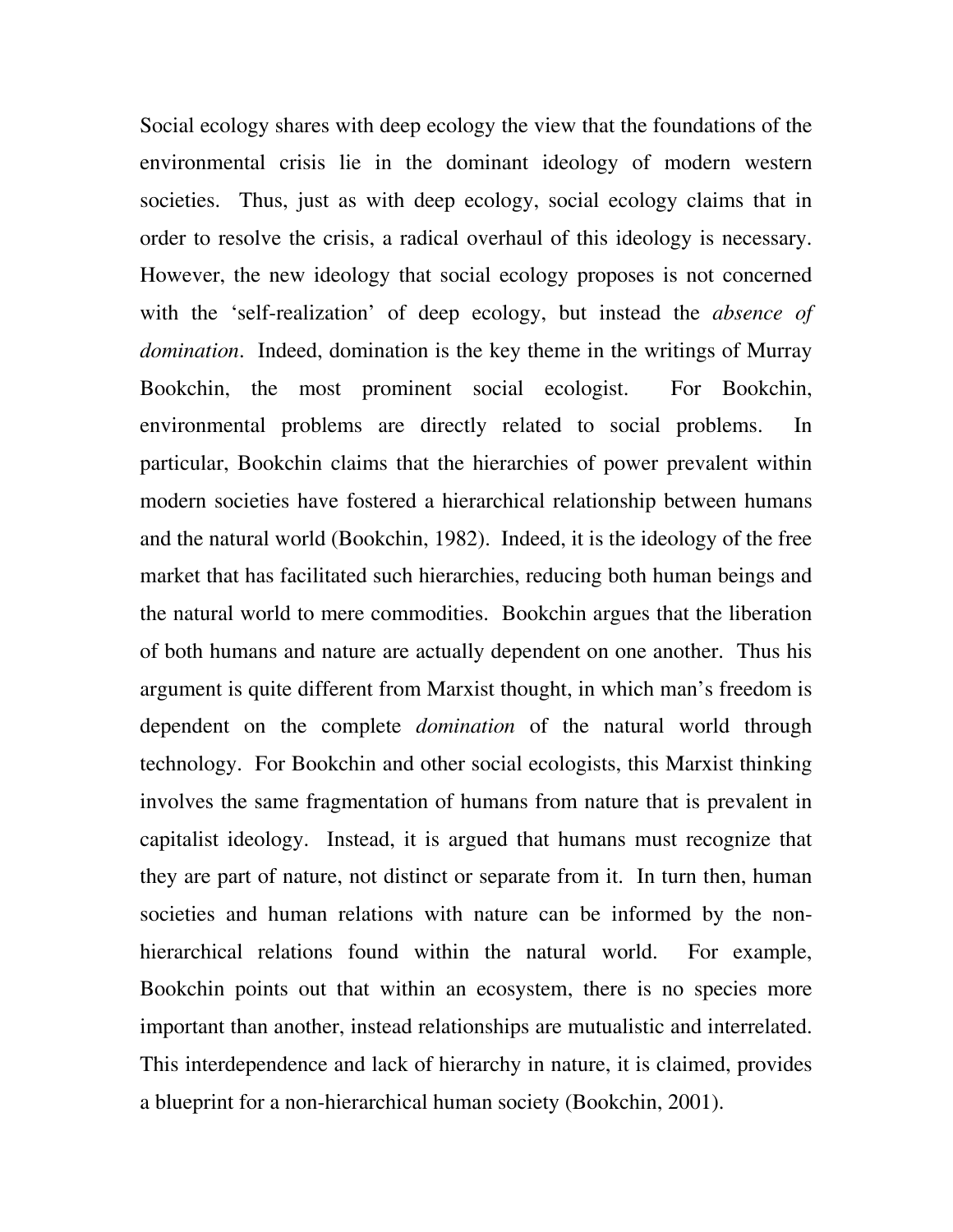Social ecology shares with deep ecology the view that the foundations of the environmental crisis lie in the dominant ideology of modern western societies. Thus, just as with deep ecology, social ecology claims that in order to resolve the crisis, a radical overhaul of this ideology is necessary. However, the new ideology that social ecology proposes is not concerned with the 'self-realization' of deep ecology, but instead the *absence of domination*. Indeed, domination is the key theme in the writings of Murray Bookchin, the most prominent social ecologist. For Bookchin, environmental problems are directly related to social problems. In particular, Bookchin claims that the hierarchies of power prevalent within modern societies have fostered a hierarchical relationship between humans and the natural world (Bookchin, 1982). Indeed, it is the ideology of the free market that has facilitated such hierarchies, reducing both human beings and the natural world to mere commodities. Bookchin argues that the liberation of both humans and nature are actually dependent on one another. Thus his argument is quite different from Marxist thought, in which man's freedom is dependent on the complete *domination* of the natural world through technology. For Bookchin and other social ecologists, this Marxist thinking involves the same fragmentation of humans from nature that is prevalent in capitalist ideology. Instead, it is argued that humans must recognize that they are part of nature, not distinct or separate from it. In turn then, human societies and human relations with nature can be informed by the non-hierarchical relations found within the natural world. For example, Bookchin points out that within an ecosystem, there is no species more important than another, instead relationships are mutualistic and interrelated. This interdependence and lack of hierarchy in nature, it is claimed, provides a blueprint for a non-hierarchical human society (Bookchin, 2001).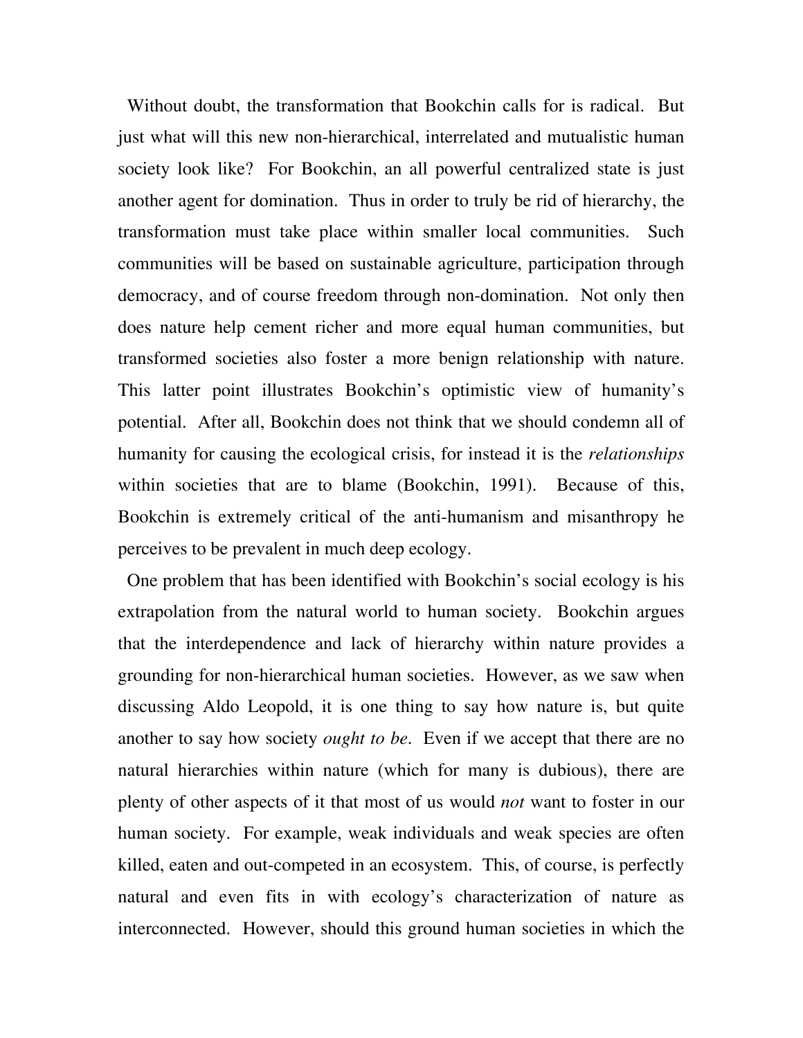Without doubt, the transformation that Bookchin calls for is radical. But just what will this new non-hierarchical, interrelated and mutualistic human society look like? For Bookchin, an all powerful centralized state is just another agent for domination. Thus in order to truly be rid of hierarchy, the transformation must take place within smaller local communities. Such communities will be based on sustainable agriculture, participation through democracy, and of course freedom through non-domination. Not only then does nature help cement richer and more equal human communities, but transformed societies also foster a more benign relationship with nature. This latter point illustrates Bookchin's optimistic view of humanity's potential. After all, Bookchin does not think that we should condemn all of humanity for causing the ecological crisis, for instead it is the *relationships* within societies that are to blame (Bookchin, 1991). Because of this, Bookchin is extremely critical of the anti-humanism and misanthropy he perceives to be prevalent in much deep ecology.

One problem that has been identified with Bookchin's social ecology is his extrapolation from the natural world to human society. Bookchin argues that the interdependence and lack of hierarchy within nature provides a grounding for non-hierarchical human societies. However, as we saw when discussing Aldo Leopold, it is one thing to say how nature is, but quite another to say how society *ought to be*. Even if we accept that there are no natural hierarchies within nature (which for many is dubious), there are plenty of other aspects of it that most of us would *not* want to foster in our human society. For example, weak individuals and weak species are often killed, eaten and out-competed in an ecosystem. This, of course, is perfectly natural and even fits in with ecology's characterization of nature as interconnected. However, should this ground human societies in which the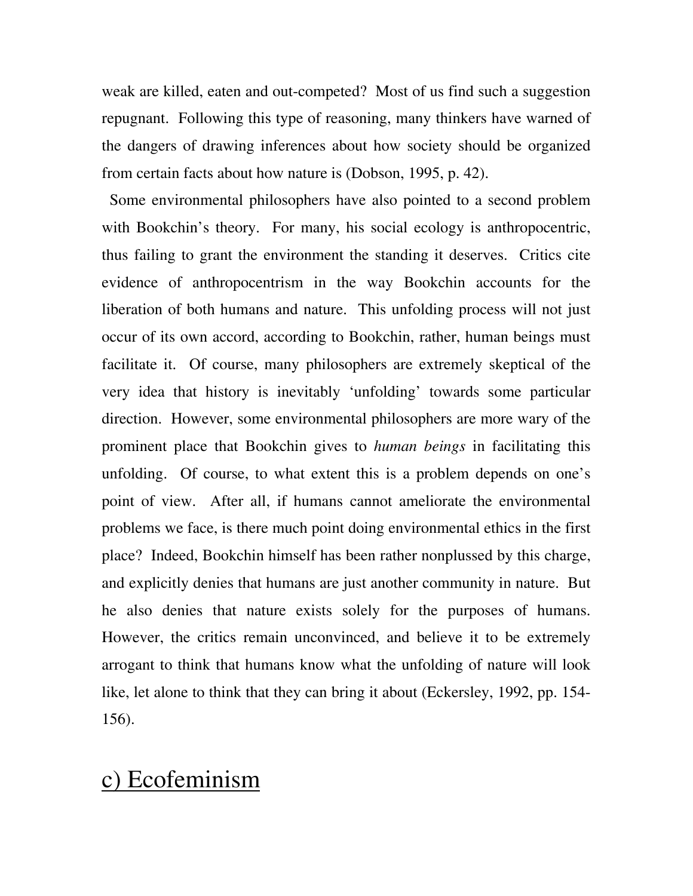weak are killed, eaten and out-competed? Most of us find such a suggestion repugnant. Following this type of reasoning, many thinkers have warned of the dangers of drawing inferences about how society should be organized from certain facts about how nature is (Dobson, 1995, p. 42).

Some environmental philosophers have also pointed to a second problem with Bookchin's theory. For many, his social ecology is anthropocentric, thus failing to grant the environment the standing it deserves. Critics cite evidence of anthropocentrism in the way Bookchin accounts for the liberation of both humans and nature. This unfolding process will not just occur of its own accord, according to Bookchin, rather, human beings must facilitate it. Of course, many philosophers are extremely skeptical of the very idea that history is inevitably 'unfolding' towards some particular direction. However, some environmental philosophers are more wary of the prominent place that Bookchin gives to *human beings* in facilitating this unfolding. Of course, to what extent this is a problem depends on one's point of view. After all, if humans cannot ameliorate the environmental problems we face, is there much point doing environmental ethics in the first place? Indeed, Bookchin himself has been rather nonplussed by this charge, and explicitly denies that humans are just another community in nature. But he also denies that nature exists solely for the purposes of humans. However, the critics remain unconvinced, and believe it to be extremely arrogant to think that humans know what the unfolding of nature will look like, let alone to think that they can bring it about (Eckersley, 1992, pp. 154-156).

## c) Ecofeminism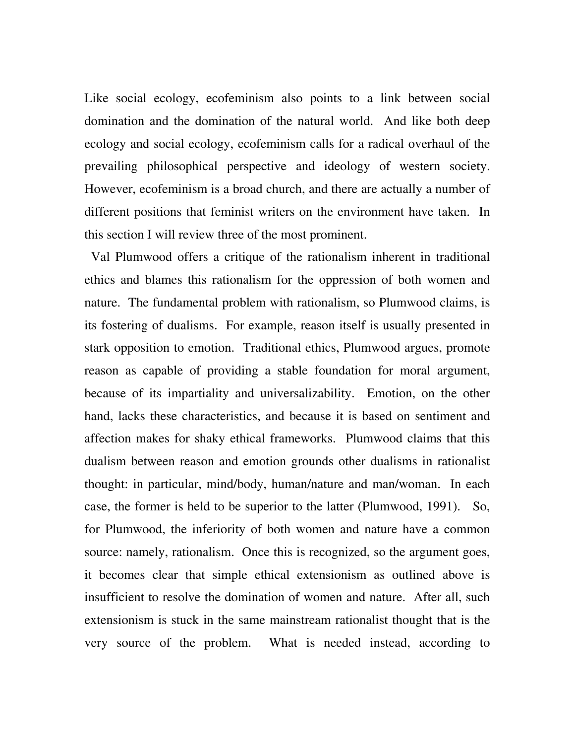Like social ecology, ecofeminism also points to a link between social domination and the domination of the natural world. And like both deep ecology and social ecology, ecofeminism calls for a radical overhaul of the prevailing philosophical perspective and ideology of western society. However, ecofeminism is a broad church, and there are actually a number of different positions that feminist writers on the environment have taken. In this section I will review three of the most prominent.

Val Plumwood offers a critique of the rationalism inherent in traditional ethics and blames this rationalism for the oppression of both women and nature. The fundamental problem with rationalism, so Plumwood claims, is its fostering of dualisms. For example, reason itself is usually presented in stark opposition to emotion. Traditional ethics, Plumwood argues, promote reason as capable of providing a stable foundation for moral argument, because of its impartiality and universalizability. Emotion, on the other hand, lacks these characteristics, and because it is based on sentiment and affection makes for shaky ethical frameworks. Plumwood claims that this dualism between reason and emotion grounds other dualisms in rationalist thought: in particular, mind/body, human/nature and man/woman. In each case, the former is held to be superior to the latter (Plumwood, 1991). So, for Plumwood, the inferiority of both women and nature have a common source: namely, rationalism. Once this is recognized, so the argument goes, it becomes clear that simple ethical extensionism as outlined above is insufficient to resolve the domination of women and nature. After all, such extensionism is stuck in the same mainstream rationalist thought that is the very source of the problem. What is needed instead, according to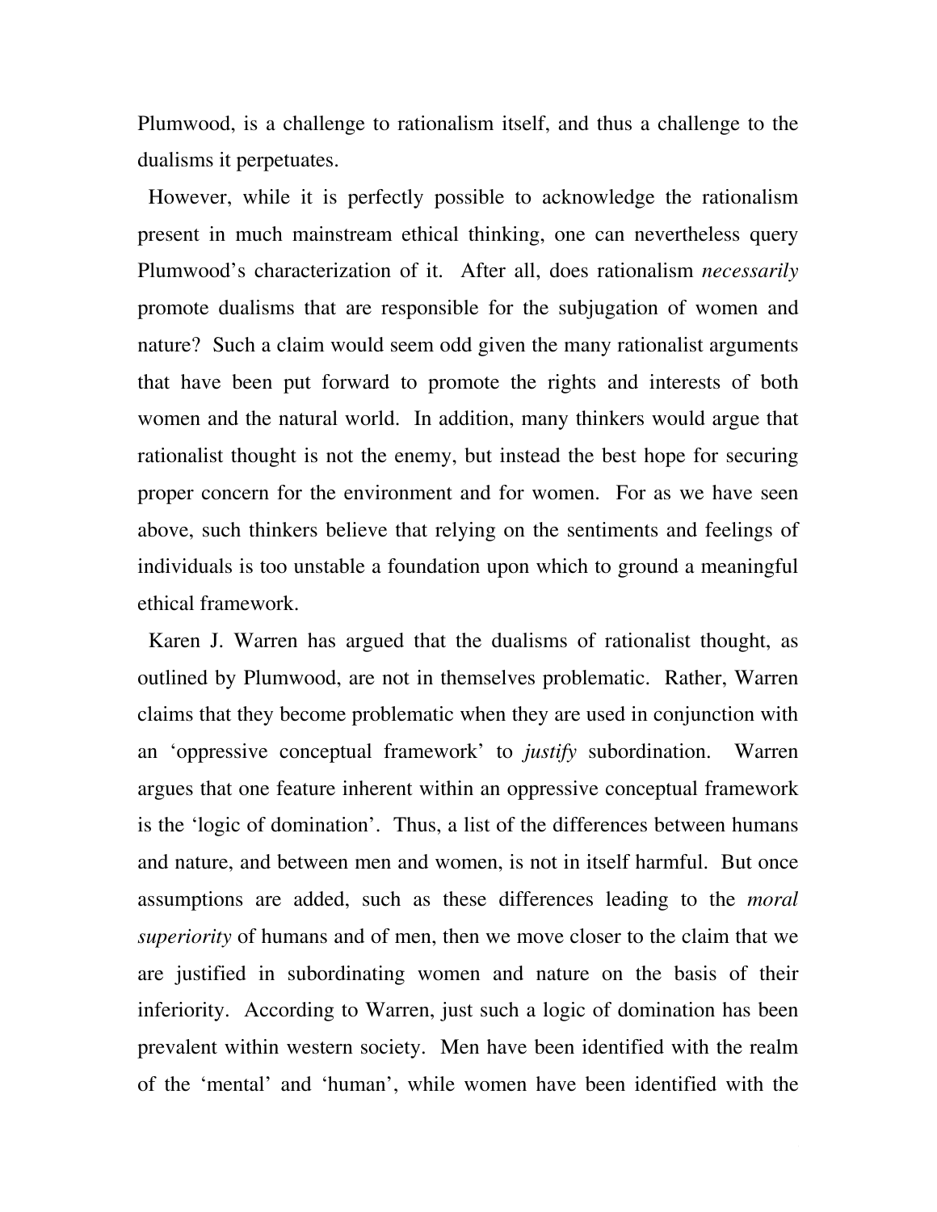Plumwood, is a challenge to rationalism itself, and thus a challenge to the dualisms it perpetuates.

However, while it is perfectly possible to acknowledge the rationalism present in much mainstream ethical thinking, one can nevertheless query Plumwood's characterization of it. After all, does rationalism *necessarily* promote dualisms that are responsible for the subjugation of women and nature? Such a claim would seem odd given the many rationalist arguments that have been put forward to promote the rights and interests of both women and the natural world. In addition, many thinkers would argue that rationalist thought is not the enemy, but instead the best hope for securing proper concern for the environment and for women. For as we have seen above, such thinkers believe that relying on the sentiments and feelings of individuals is too unstable a foundation upon which to ground a meaningful ethical framework.

Karen J. Warren has argued that the dualisms of rationalist thought, as outlined by Plumwood, are not in themselves problematic. Rather, Warren claims that they become problematic when they are used in conjunction with an 'oppressive conceptual framework' to *justify* subordination. Warren argues that one feature inherent within an oppressive conceptual framework is the 'logic of domination'. Thus, a list of the differences between humans and nature, and between men and women, is not in itself harmful. But once assumptions are added, such as these differences leading to the *moral superiority* of humans and of men, then we move closer to the claim that we are justified in subordinating women and nature on the basis of their inferiority. According to Warren, just such a logic of domination has been prevalent within western society. Men have been identified with the realm of the 'mental' and 'human', while women have been identified with the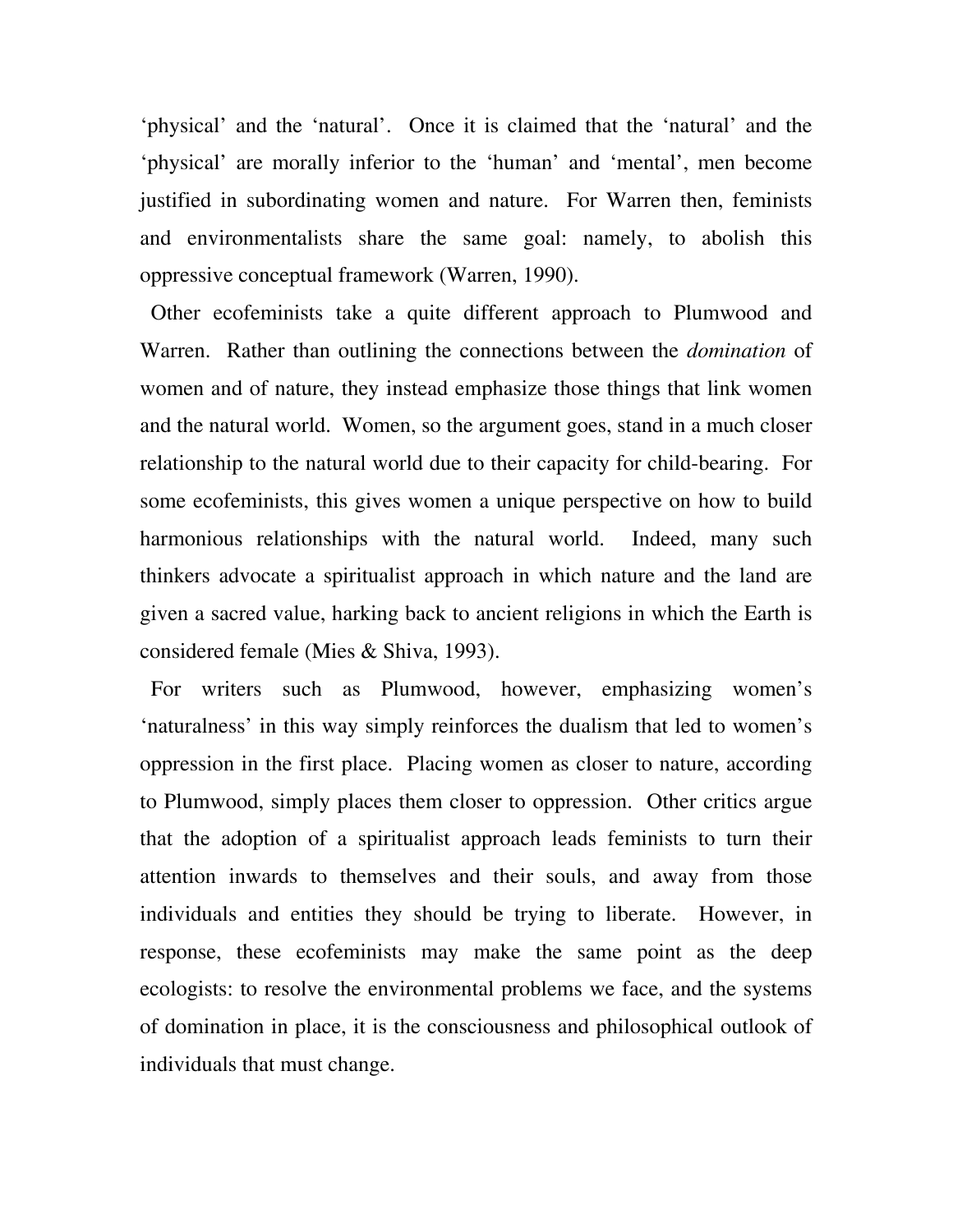‘physical’ and the ‘natural’. Once it is claimed that the ‘natural’ and the ‘physical’ are morally inferior to the ‘human’ and ‘mental’, men become justified in subordinating women and nature. For Warren then, feminists and environmentalists share the same goal: namely, to abolish this oppressive conceptual framework (Warren, 1990).

Other ecofeminists take a quite different approach to Plumwood and Warren. Rather than outlining the connections between the *domination* of women and of nature, they instead emphasize those things that link women and the natural world. Women, so the argument goes, stand in a much closer relationship to the natural world due to their capacity for child-bearing. For some ecofeminists, this gives women a unique perspective on how to build harmonious relationships with the natural world. Indeed, many such thinkers advocate a spiritualist approach in which nature and the land are given a sacred value, harking back to ancient religions in which the Earth is considered female (Mies & Shiva, 1993).

For writers such as Plumwood, however, emphasizing women’s ‘naturalness’ in this way simply reinforces the dualism that led to women’s oppression in the first place. Placing women as closer to nature, according to Plumwood, simply places them closer to oppression. Other critics argue that the adoption of a spiritualist approach leads feminists to turn their attention inwards to themselves and their souls, and away from those individuals and entities they should be trying to liberate. However, in response, these ecofeminists may make the same point as the deep ecologists: to resolve the environmental problems we face, and the systems of domination in place, it is the consciousness and philosophical outlook of individuals that must change.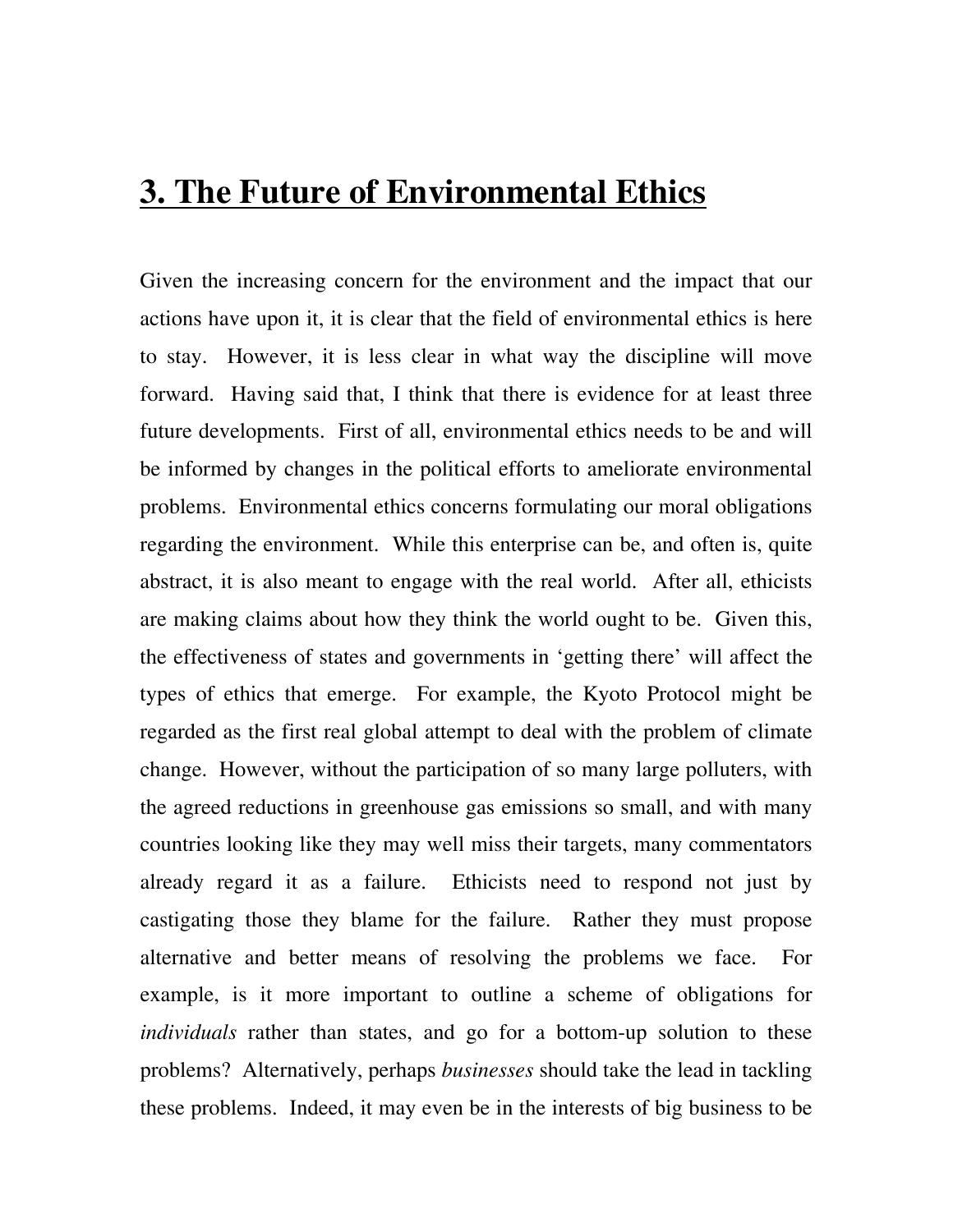## 3. The Future of Environmental Ethics

Given the increasing concern for the environment and the impact that our actions have upon it, it is clear that the field of environmental ethics is here to stay. However, it is less clear in what way the discipline will move forward. Having said that, I think that there is evidence for at least three future developments. First of all, environmental ethics needs to be and will be informed by changes in the political efforts to ameliorate environmental problems. Environmental ethics concerns formulating our moral obligations regarding the environment. While this enterprise can be, and often is, quite abstract, it is also meant to engage with the real world. After all, ethicists are making claims about how they think the world ought to be. Given this, the effectiveness of states and governments in 'getting there' will affect the types of ethics that emerge. For example, the Kyoto Protocol might be regarded as the first real global attempt to deal with the problem of climate change. However, without the participation of so many large polluters, with the agreed reductions in greenhouse gas emissions so small, and with many countries looking like they may well miss their targets, many commentators already regard it as a failure. Ethicists need to respond not just by castigating those they blame for the failure. Rather they must propose alternative and better means of resolving the problems we face. For example, is it more important to outline a scheme of obligations for *individuals* rather than states, and go for a bottom-up solution to these problems? Alternatively, perhaps *businesses* should take the lead in tackling these problems. Indeed, it may even be in the interests of big business to be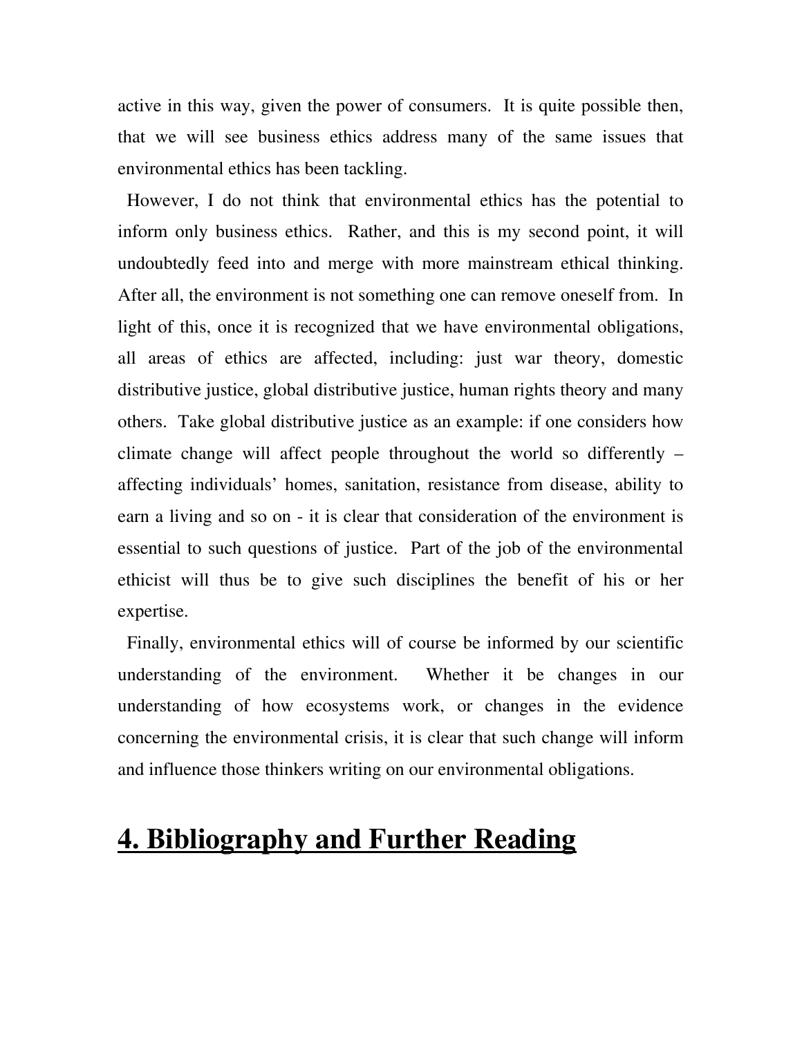active in this way, given the power of consumers. It is quite possible then, that we will see business ethics address many of the same issues that environmental ethics has been tackling.

However, I do not think that environmental ethics has the potential to inform only business ethics. Rather, and this is my second point, it will undoubtedly feed into and merge with more mainstream ethical thinking. After all, the environment is not something one can remove oneself from. In light of this, once it is recognized that we have environmental obligations, all areas of ethics are affected, including: just war theory, domestic distributive justice, global distributive justice, human rights theory and many others. Take global distributive justice as an example: if one considers how climate change will affect people throughout the world so differently – affecting individuals' homes, sanitation, resistance from disease, ability to earn a living and so on - it is clear that consideration of the environment is essential to such questions of justice. Part of the job of the environmental ethicist will thus be to give such disciplines the benefit of his or her expertise.

Finally, environmental ethics will of course be informed by our scientific understanding of the environment. Whether it be changes in our understanding of how ecosystems work, or changes in the evidence concerning the environmental crisis, it is clear that such change will inform and influence those thinkers writing on our environmental obligations.

# 4. Bibliography and Further Reading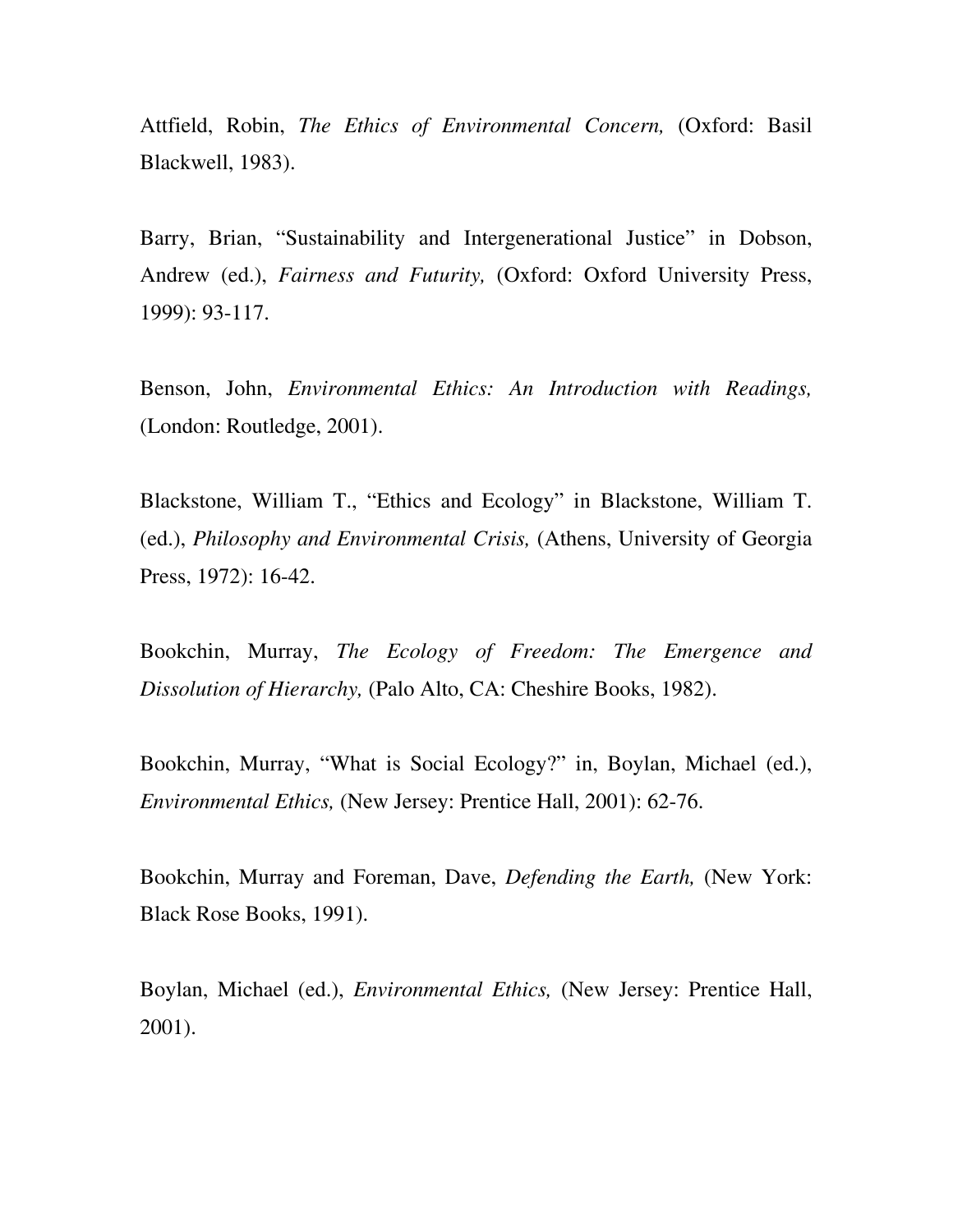Attfield, Robin, *The Ethics of Environmental Concern,* (Oxford: Basil Blackwell, 1983).

Barry, Brian, "Sustainability and Intergenerational Justice" in Dobson, Andrew (ed.), *Fairness and Futurity,* (Oxford: Oxford University Press, 1999): 93-117.

Benson, John, *Environmental Ethics: An Introduction with Readings,* (London: Routledge, 2001).

Blackstone, William T., "Ethics and Ecology" in Blackstone, William T. (ed.), *Philosophy and Environmental Crisis,* (Athens, University of Georgia Press, 1972): 16-42.

Bookchin, Murray, *The Ecology of Freedom: The Emergence and Dissolution of Hierarchy,* (Palo Alto, CA: Cheshire Books, 1982).

Bookchin, Murray, "What is Social Ecology?" in, Boylan, Michael (ed.), *Environmental Ethics,* (New Jersey: Prentice Hall, 2001): 62-76.

Bookchin, Murray and Foreman, Dave, *Defending the Earth,* (New York: Black Rose Books, 1991).

Boylan, Michael (ed.), *Environmental Ethics,* (New Jersey: Prentice Hall, 2001).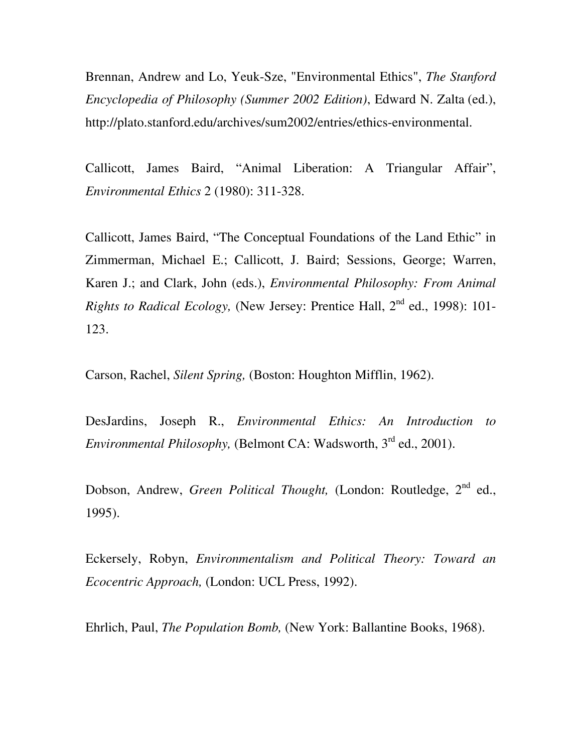Brennan, Andrew and Lo, Yeuk-Sze, "Environmental Ethics", *The Stanford Encyclopedia of Philosophy (Summer 2002 Edition)*, Edward N. Zalta (ed.), http://plato.stanford.edu/archives/sum2002/entries/ethics-environmental.

Callicott, James Baird, "Animal Liberation: A Triangular Affair", *Environmental Ethics* 2 (1980): 311-328.

Callicott, James Baird, "The Conceptual Foundations of the Land Ethic" in Zimmerman, Michael E.; Callicott, J. Baird; Sessions, George; Warren, Karen J.; and Clark, John (eds.), *Environmental Philosophy: From Animal Rights to Radical Ecology,* (New Jersey: Prentice Hall, 2nd ed., 1998): 101-123.

Carson, Rachel, *Silent Spring,* (Boston: Houghton Mifflin, 1962).

DesJardins, Joseph R., *Environmental Ethics: An Introduction to Environmental Philosophy,* (Belmont CA: Wadsworth, 3rd ed., 2001).

Dobson, Andrew, *Green Political Thought,* (London: Routledge, 2nd ed., 1995).

Eckersely, Robyn, *Environmentalism and Political Theory: Toward an Ecocentric Approach,* (London: UCL Press, 1992).

Ehrlich, Paul, *The Population Bomb,* (New York: Ballantine Books, 1968).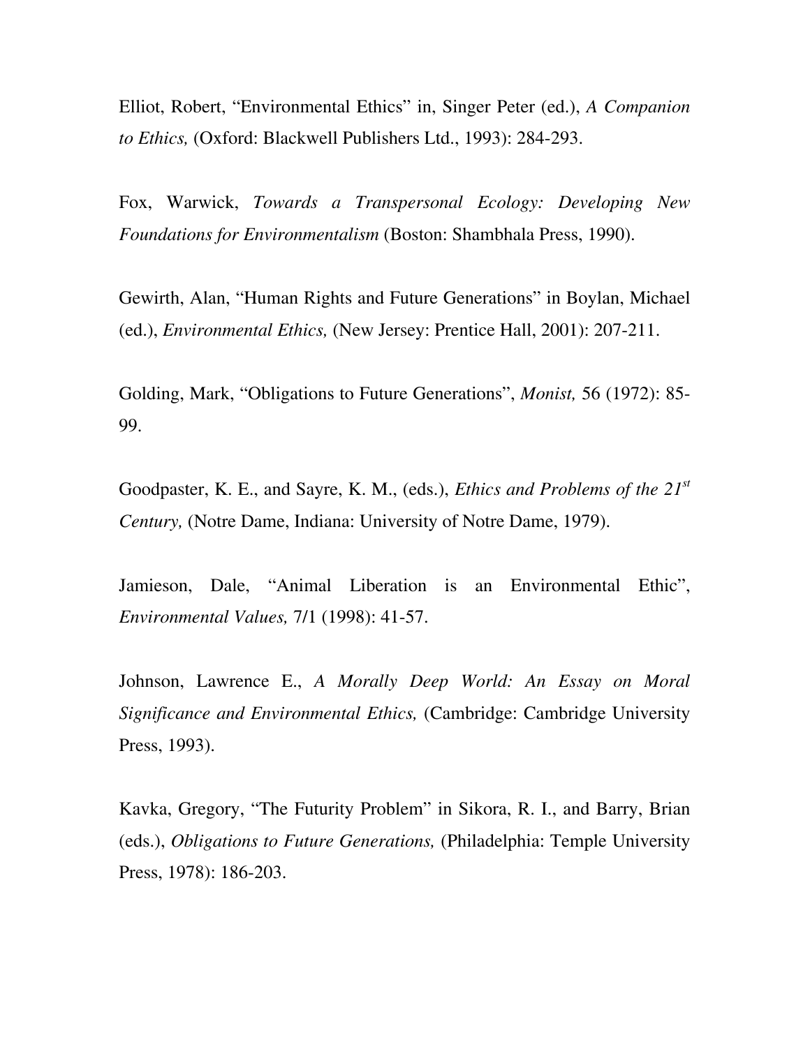Elliot, Robert, "Environmental Ethics" in, Singer Peter (ed.), *A Companion to Ethics,* (Oxford: Blackwell Publishers Ltd., 1993): 284-293.

Fox, Warwick, *Towards a Transpersonal Ecology: Developing New Foundations for Environmentalism* (Boston: Shambhala Press, 1990).

Gewirth, Alan, "Human Rights and Future Generations" in Boylan, Michael (ed.), *Environmental Ethics,* (New Jersey: Prentice Hall, 2001): 207-211.

Golding, Mark, "Obligations to Future Generations", *Monist,* 56 (1972): 85-99.

Goodpaster, K. E., and Sayre, K. M., (eds.), *Ethics and Problems of the 21st Century,* (Notre Dame, Indiana: University of Notre Dame, 1979).

Jamieson, Dale, "Animal Liberation is an Environmental Ethic", *Environmental Values,* 7/1 (1998): 41-57.

Johnson, Lawrence E., *A Morally Deep World: An Essay on Moral Significance and Environmental Ethics,* (Cambridge: Cambridge University Press, 1993).

Kavka, Gregory, "The Futurity Problem" in Sikora, R. I., and Barry, Brian (eds.), *Obligations to Future Generations,* (Philadelphia: Temple University Press, 1978): 186-203.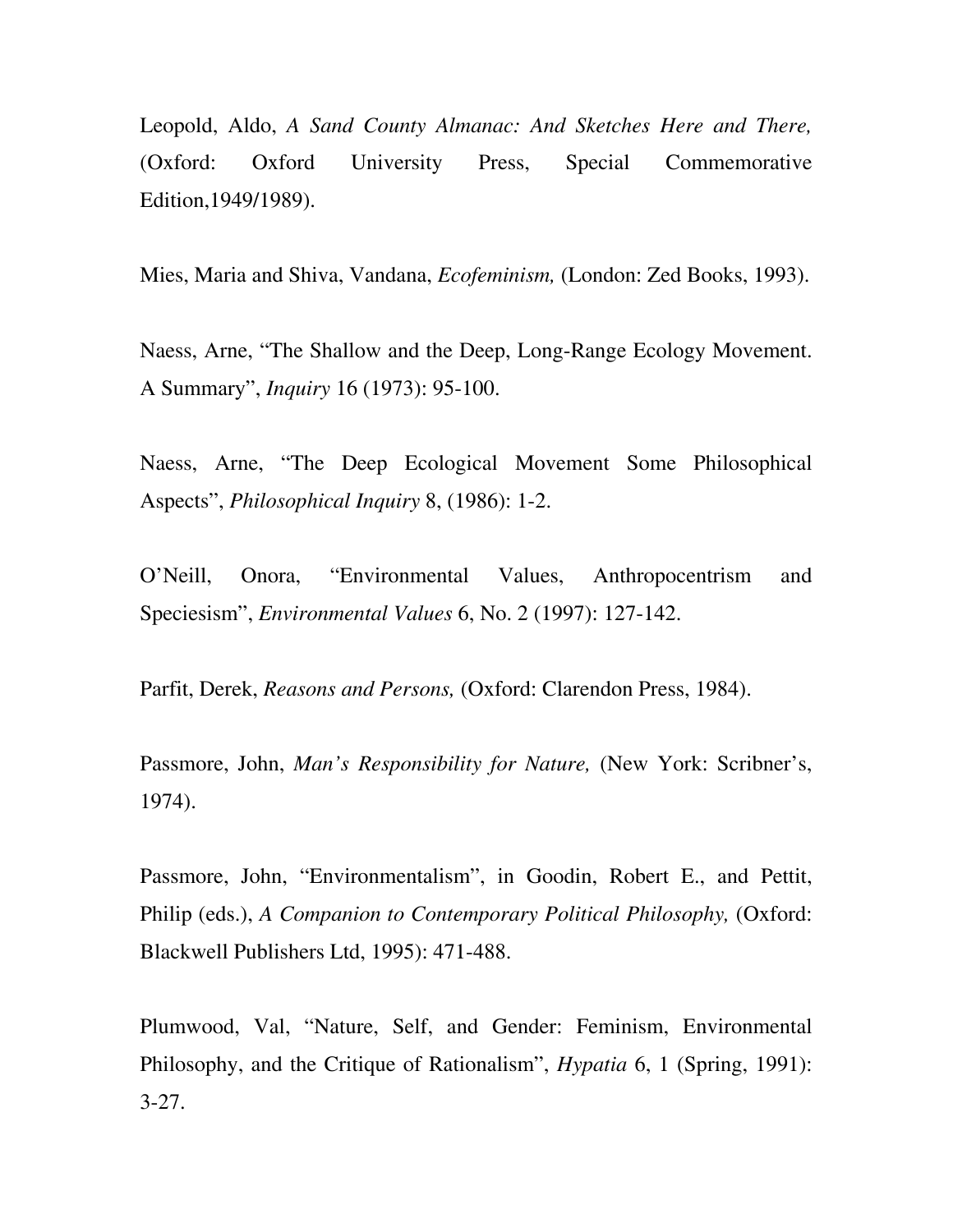Leopold, Aldo, *A Sand County Almanac: And Sketches Here and There,* (Oxford: Oxford University Press, Special Commemorative Edition,1949/1989).

Mies, Maria and Shiva, Vandana, *Ecofeminism,* (London: Zed Books, 1993).

Naess, Arne, "The Shallow and the Deep, Long-Range Ecology Movement. A Summary", *Inquiry* 16 (1973): 95-100.

Naess, Arne, "The Deep Ecological Movement Some Philosophical Aspects", *Philosophical Inquiry* 8, (1986): 1-2.

O'Neill, Onora, "Environmental Values, Anthropocentrism and Speciesism", *Environmental Values* 6, No. 2 (1997): 127-142.

Parfit, Derek, *Reasons and Persons,* (Oxford: Clarendon Press, 1984).

Passmore, John, *Man's Responsibility for Nature,* (New York: Scribner's, 1974).

Passmore, John, "Environmentalism", in Goodin, Robert E., and Pettit, Philip (eds.), *A Companion to Contemporary Political Philosophy,* (Oxford: Blackwell Publishers Ltd, 1995): 471-488.

Plumwood, Val, "Nature, Self, and Gender: Feminism, Environmental Philosophy, and the Critique of Rationalism", *Hypatia* 6, 1 (Spring, 1991): 3-27.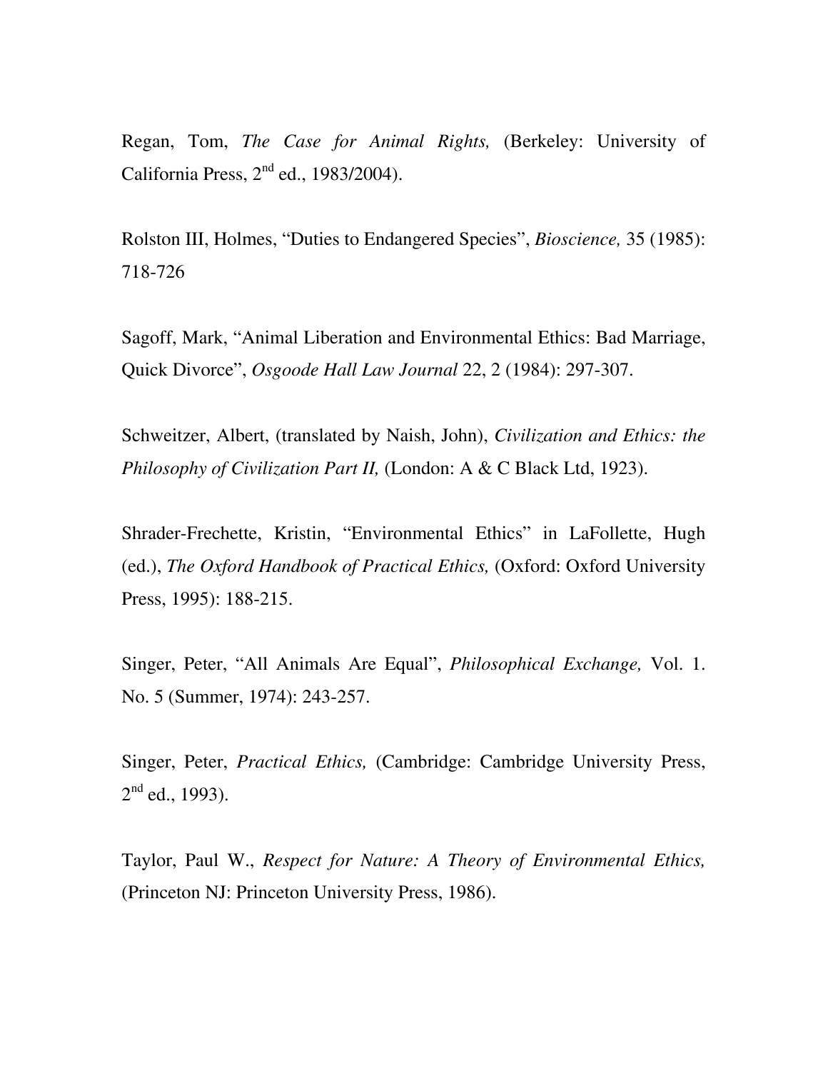Regan, Tom, *The Case for Animal Rights,* (Berkeley: University of California Press, 2nd ed., 1983/2004).

Rolston III, Holmes, "Duties to Endangered Species", *Bioscience,* 35 (1985): 718-726

Sagoff, Mark, "Animal Liberation and Environmental Ethics: Bad Marriage, Quick Divorce", *Osgoode Hall Law Journal* 22, 2 (1984): 297-307.

Schweitzer, Albert, (translated by Naish, John), *Civilization and Ethics: the Philosophy of Civilization Part II,* (London: A & C Black Ltd, 1923).

Shrader-Frechette, Kristin, "Environmental Ethics" in LaFollette, Hugh (ed.), *The Oxford Handbook of Practical Ethics,* (Oxford: Oxford University Press, 1995): 188-215.

Singer, Peter, "All Animals Are Equal", *Philosophical Exchange,* Vol. 1. No. 5 (Summer, 1974): 243-257.

Singer, Peter, *Practical Ethics,* (Cambridge: Cambridge University Press, 2nd ed., 1993).

Taylor, Paul W., *Respect for Nature: A Theory of Environmental Ethics,* (Princeton NJ: Princeton University Press, 1986).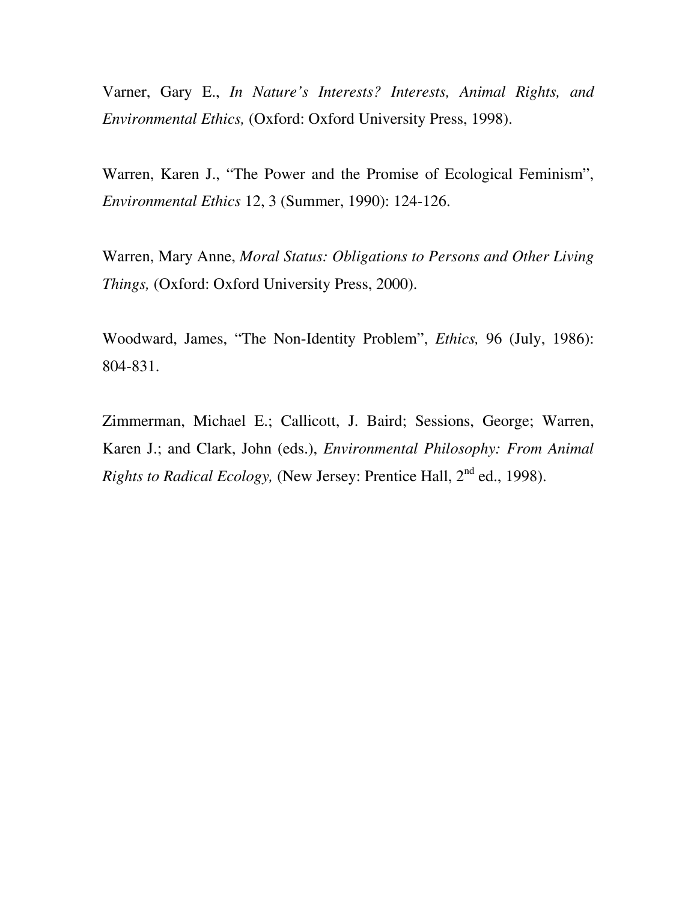Varner, Gary E., *In Nature's Interests? Interests, Animal Rights, and Environmental Ethics,* (Oxford: Oxford University Press, 1998).

Warren, Karen J., "The Power and the Promise of Ecological Feminism", *Environmental Ethics* 12, 3 (Summer, 1990): 124-126.

Warren, Mary Anne, *Moral Status: Obligations to Persons and Other Living Things,* (Oxford: Oxford University Press, 2000).

Woodward, James, "The Non-Identity Problem", *Ethics,* 96 (July, 1986): 804-831.

Zimmerman, Michael E.; Callicott, J. Baird; Sessions, George; Warren, Karen J.; and Clark, John (eds.), *Environmental Philosophy: From Animal Rights to Radical Ecology,* (New Jersey: Prentice Hall, 2nd ed., 1998).